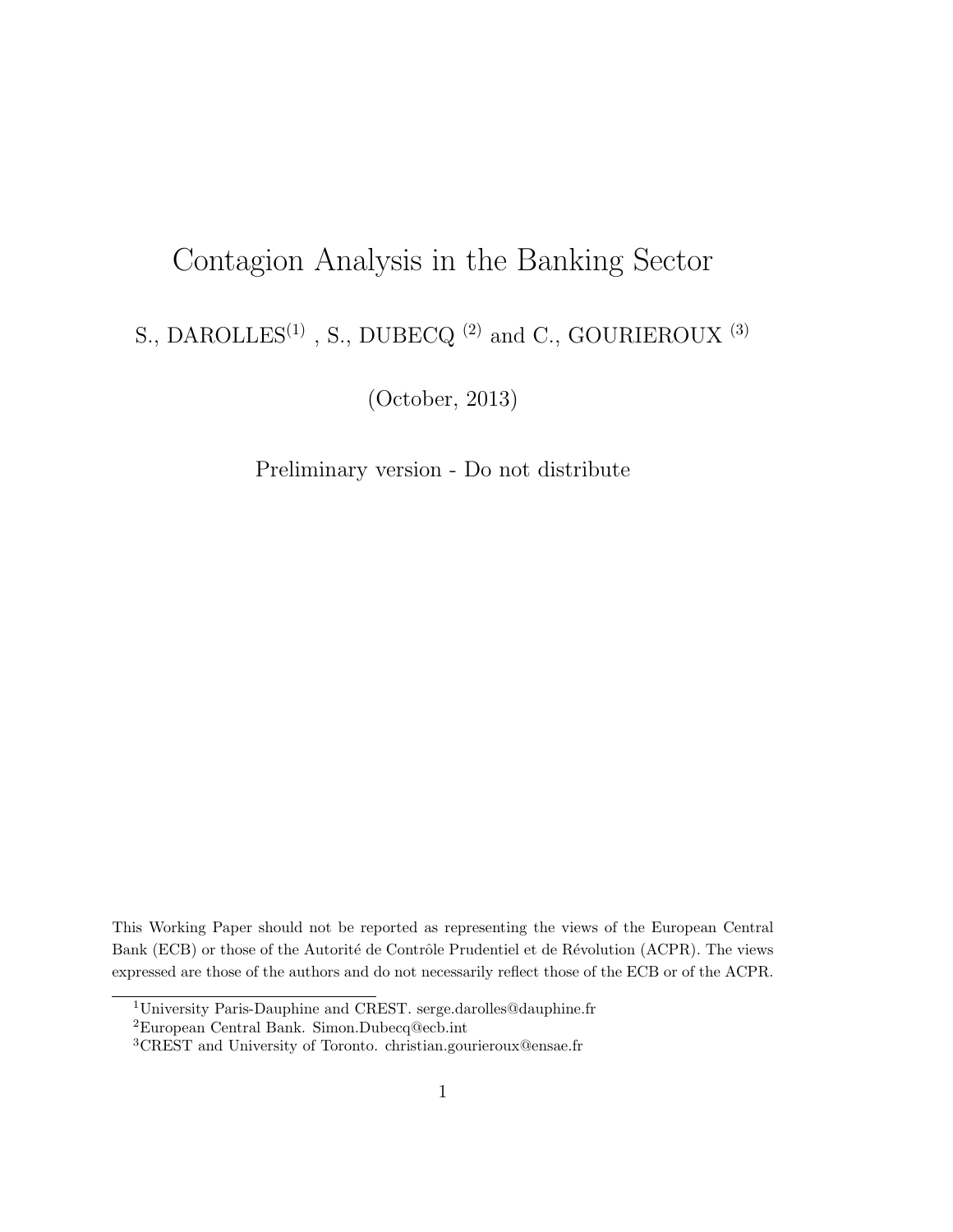# Contagion Analysis in the Banking Sector

S., DAROLLES[1] , S., DUBECQ [2] and C., GOURIEROUX [3]

(October, 2013)

Preliminary version - Do not distribute

This Working Paper should not be reported as representing the views of the European Central Bank (ECB) or those of the Autorité de Contrôle Prudentiel et de Révolution (ACPR). The views expressed are those of the authors and do not necessarily reflect those of the ECB or of the ACPR.

[1]University Paris-Dauphine and CREST. serge.darolles@dauphine.fr

[2]European Central Bank. Simon.Dubecq@ecb.int

[3]CREST and University of Toronto. christian.gourieroux@ensae.fr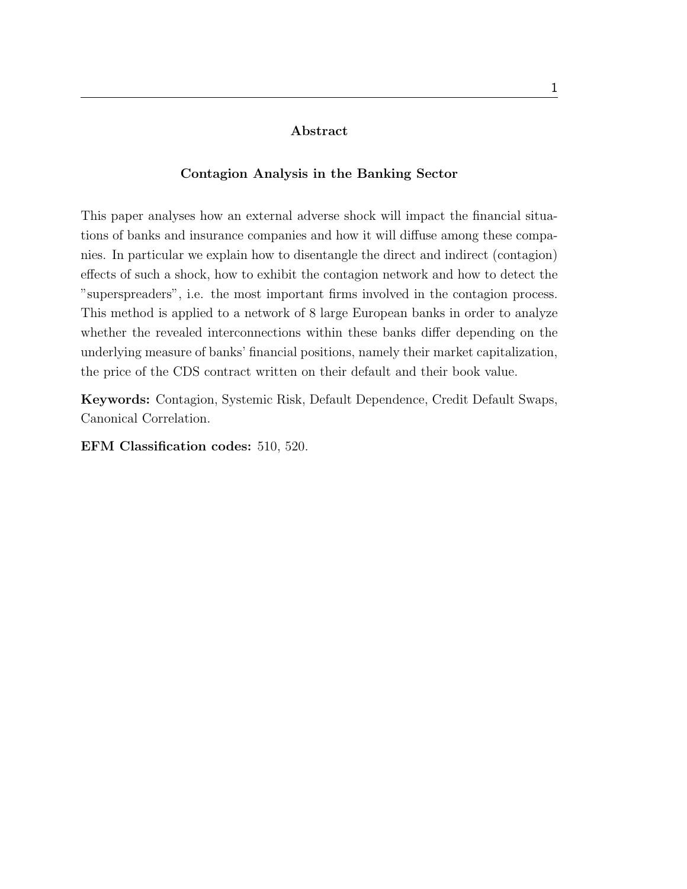## Abstract

### Contagion Analysis in the Banking Sector

This paper analyses how an external adverse shock will impact the financial situations of banks and insurance companies and how it will diffuse among these companies. In particular we explain how to disentangle the direct and indirect (contagion) effects of such a shock, how to exhibit the contagion network and how to detect the "superspreaders", i.e. the most important firms involved in the contagion process. This method is applied to a network of 8 large European banks in order to analyze whether the revealed interconnections within these banks differ depending on the underlying measure of banks' financial positions, namely their market capitalization, the price of the CDS contract written on their default and their book value.

**Keywords:** Contagion, Systemic Risk, Default Dependence, Credit Default Swaps, Canonical Correlation.

**EFM Classification codes:** 510, 520.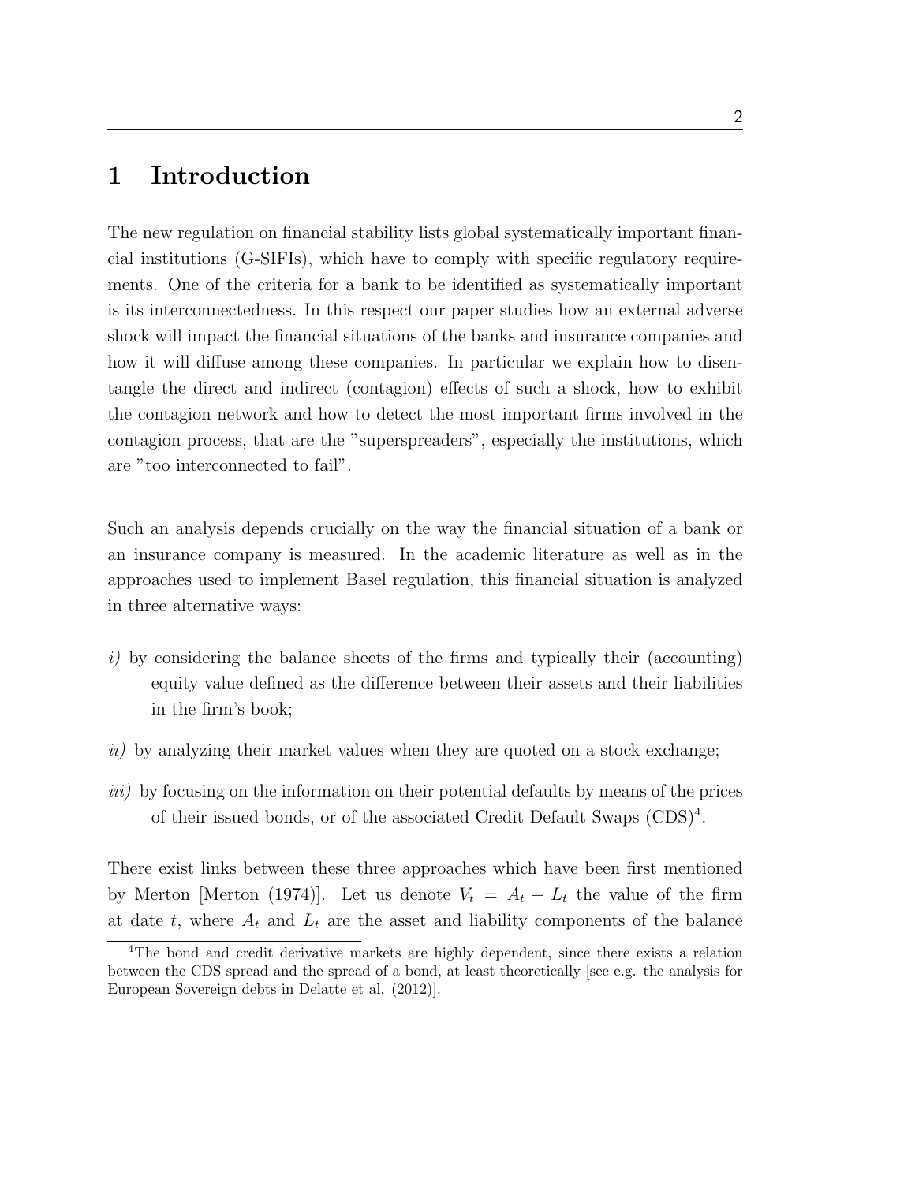# 1 Introduction

The new regulation on financial stability lists global systematically important financial institutions (G-SIFIs), which have to comply with specific regulatory requirements. One of the criteria for a bank to be identified as systematically important is its interconnectedness. In this respect our paper studies how an external adverse shock will impact the financial situations of the banks and insurance companies and how it will diffuse among these companies. In particular we explain how to disentangle the direct and indirect (contagion) effects of such a shock, how to exhibit the contagion network and how to detect the most important firms involved in the contagion process, that are the "superspreaders", especially the institutions, which are "too interconnected to fail".

Such an analysis depends crucially on the way the financial situation of a bank or an insurance company is measured. In the academic literature as well as in the approaches used to implement Basel regulation, this financial situation is analyzed in three alternative ways:

*i)* by considering the balance sheets of the firms and typically their (accounting) equity value defined as the difference between their assets and their liabilities in the firm's book;

*ii)* by analyzing their market values when they are quoted on a stock exchange;

*iii)* by focusing on the information on their potential defaults by means of the prices of their issued bonds, or of the associated Credit Default Swaps (CDS)[4].

There exist links between these three approaches which have been first mentioned by Merton [Merton (1974)]. Let us denote $V_t = A_t - L_t$ the value of the firm at date $t$, where $A_t$ and $L_t$ are the asset and liability components of the balance

[4]The bond and credit derivative markets are highly dependent, since there exists a relation between the CDS spread and the spread of a bond, at least theoretically [see e.g. the analysis for European Sovereign debts in Delatte et al. (2012)].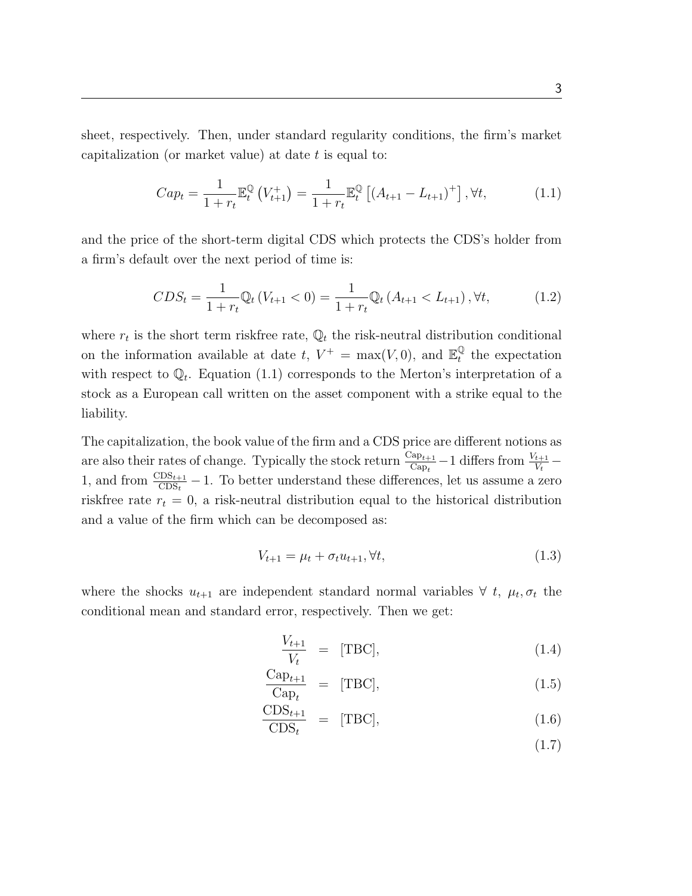sheet, respectively. Then, under standard regularity conditions, the firm's market capitalization (or market value) at date $t$ is equal to:

$$Cap_t = \frac{1}{1+r_t}\mathbb{E}_t^{\mathbb{Q}}\left(V_{t+1}^{+}\right) = \frac{1}{1+r_t}\mathbb{E}_t^{\mathbb{Q}}\left[(A_{t+1} - L_{t+1})^{+}\right], \forall t, \tag{1.1}$$

and the price of the short-term digital CDS which protects the CDS's holder from a firm's default over the next period of time is:

$$CDS_t = \frac{1}{1+r_t}\mathbb{Q}_t\left(V_{t+1} < 0\right) = \frac{1}{1+r_t}\mathbb{Q}_t\left(A_{t+1} < L_{t+1}\right), \forall t, \tag{1.2}$$

where $r_t$ is the short term riskfree rate, $\mathbb{Q}_t$ the risk-neutral distribution conditional on the information available at date $t$, $V^{+} = \max(V, 0)$, and $\mathbb{E}_t^{\mathbb{Q}}$ the expectation with respect to $\mathbb{Q}_t$. Equation (1.1) corresponds to the Merton's interpretation of a stock as a European call written on the asset component with a strike equal to the liability.

The capitalization, the book value of the firm and a CDS price are different notions as are also their rates of change. Typically the stock return $\frac{\text{Cap}_{t+1}}{\text{Cap}_t} - 1$ differs from $\frac{V_{t+1}}{V_t} - 1$, and from $\frac{\text{CDS}_{t+1}}{\text{CDS}_t} - 1$. To better understand these differences, let us assume a zero riskfree rate $r_t = 0$, a risk-neutral distribution equal to the historical distribution and a value of the firm which can be decomposed as:

$$V_{t+1} = \mu_t + \sigma_t u_{t+1}, \forall t, \tag{1.3}$$

where the shocks $u_{t+1}$ are independent standard normal variables $\forall\ t$, $\mu_t, \sigma_t$ the conditional mean and standard error, respectively. Then we get:

$$\frac{V_{t+1}}{V_t} = \text{[TBC]}, \tag{1.4}$$

$$\frac{\text{Cap}_{t+1}}{\text{Cap}_t} = \text{[TBC]}, \tag{1.5}$$

$$\frac{\text{CDS}_{t+1}}{\text{CDS}_t} = \text{[TBC]}, \tag{1.6}$$

$$\tag{1.7}$$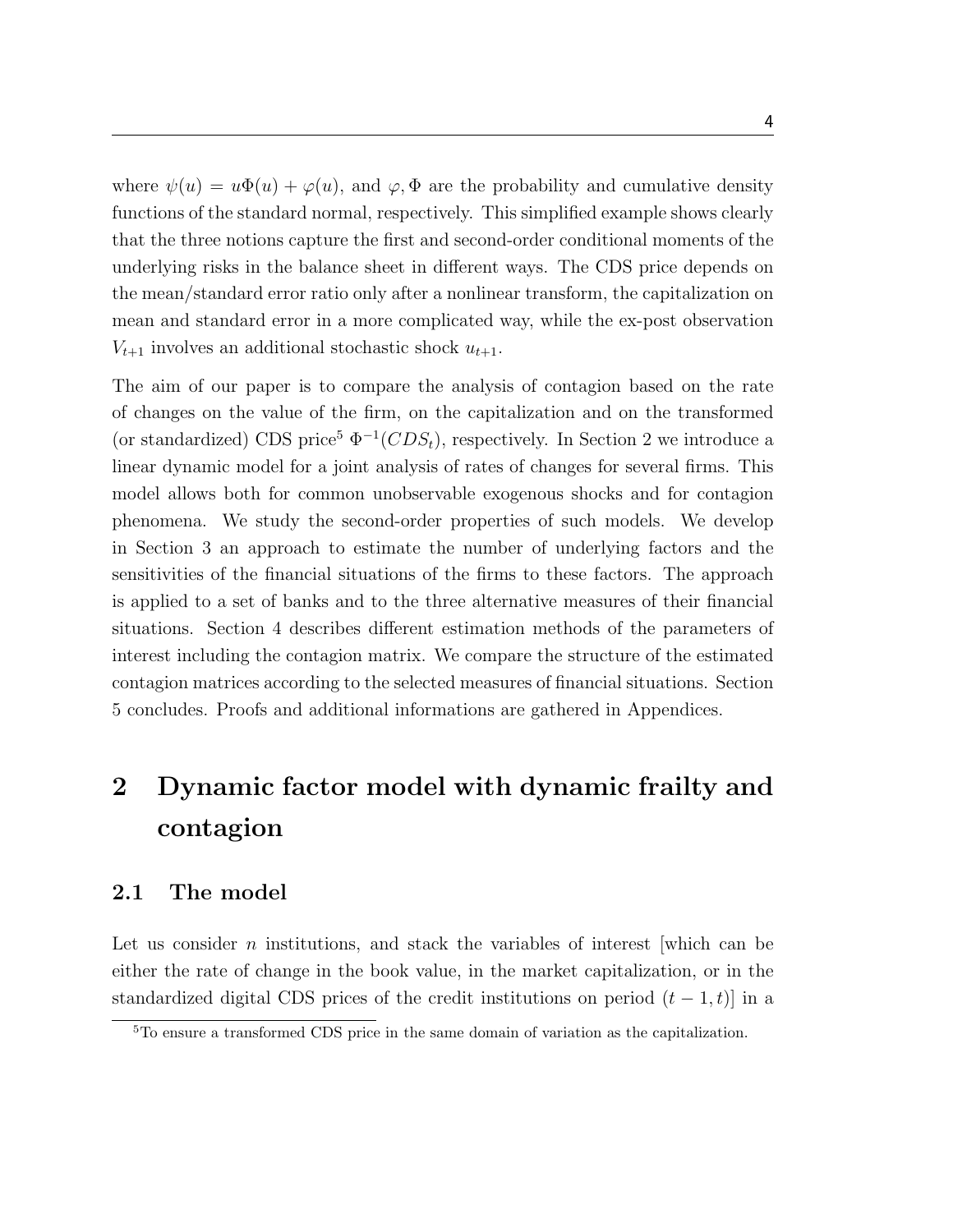where $\psi(u) = u\Phi(u) + \varphi(u)$, and $\varphi, \Phi$ are the probability and cumulative density functions of the standard normal, respectively. This simplified example shows clearly that the three notions capture the first and second-order conditional moments of the underlying risks in the balance sheet in different ways. The CDS price depends on the mean/standard error ratio only after a nonlinear transform, the capitalization on mean and standard error in a more complicated way, while the ex-post observation $V_{t+1}$ involves an additional stochastic shock $u_{t+1}$.

The aim of our paper is to compare the analysis of contagion based on the rate of changes on the value of the firm, on the capitalization and on the transformed (or standardized) CDS price[5] $\Phi^{-1}(CDS_t)$, respectively. In Section 2 we introduce a linear dynamic model for a joint analysis of rates of changes for several firms. This model allows both for common unobservable exogenous shocks and for contagion phenomena. We study the second-order properties of such models. We develop in Section 3 an approach to estimate the number of underlying factors and the sensitivities of the financial situations of the firms to these factors. The approach is applied to a set of banks and to the three alternative measures of their financial situations. Section 4 describes different estimation methods of the parameters of interest including the contagion matrix. We compare the structure of the estimated contagion matrices according to the selected measures of financial situations. Section 5 concludes. Proofs and additional informations are gathered in Appendices.

# 2 Dynamic factor model with dynamic frailty and contagion

## 2.1 The model

Let us consider $n$ institutions, and stack the variables of interest [which can be either the rate of change in the book value, in the market capitalization, or in the standardized digital CDS prices of the credit institutions on period $(t-1, t)$] in a

[5] To ensure a transformed CDS price in the same domain of variation as the capitalization.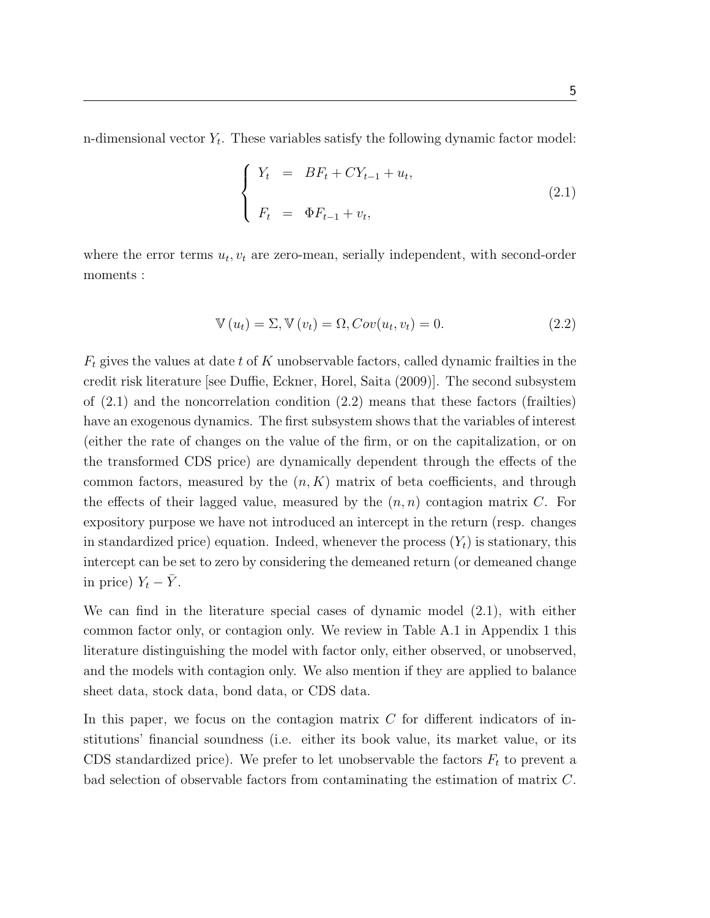n-dimensional vector $Y_t$. These variables satisfy the following dynamic factor model:

$$\begin{cases} Y_t &= BF_t + CY_{t-1} + u_t, \\ \\ F_t &= \Phi F_{t-1} + v_t, \end{cases} \tag{2.1}$$

where the error terms $u_t, v_t$ are zero-mean, serially independent, with second-order moments :

$$\mathbb{V}\left(u_t\right) = \Sigma, \mathbb{V}\left(v_t\right) = \Omega, Cov(u_t, v_t) = 0. \tag{2.2}$$

$F_t$ gives the values at date $t$ of $K$ unobservable factors, called dynamic frailties in the credit risk literature [see Duffie, Eckner, Horel, Saita (2009)]. The second subsystem of (2.1) and the noncorrelation condition (2.2) means that these factors (frailties) have an exogenous dynamics. The first subsystem shows that the variables of interest (either the rate of changes on the value of the firm, or on the capitalization, or on the transformed CDS price) are dynamically dependent through the effects of the common factors, measured by the $(n, K)$ matrix of beta coefficients, and through the effects of their lagged value, measured by the $(n, n)$ contagion matrix $C$. For expository purpose we have not introduced an intercept in the return (resp. changes in standardized price) equation. Indeed, whenever the process $(Y_t)$ is stationary, this intercept can be set to zero by considering the demeaned return (or demeaned change in price) $Y_t - \bar{Y}$.

We can find in the literature special cases of dynamic model (2.1), with either common factor only, or contagion only. We review in Table A.1 in Appendix 1 this literature distinguishing the model with factor only, either observed, or unobserved, and the models with contagion only. We also mention if they are applied to balance sheet data, stock data, bond data, or CDS data.

In this paper, we focus on the contagion matrix $C$ for different indicators of institutions' financial soundness (i.e. either its book value, its market value, or its CDS standardized price). We prefer to let unobservable the factors $F_t$ to prevent a bad selection of observable factors from contaminating the estimation of matrix $C$.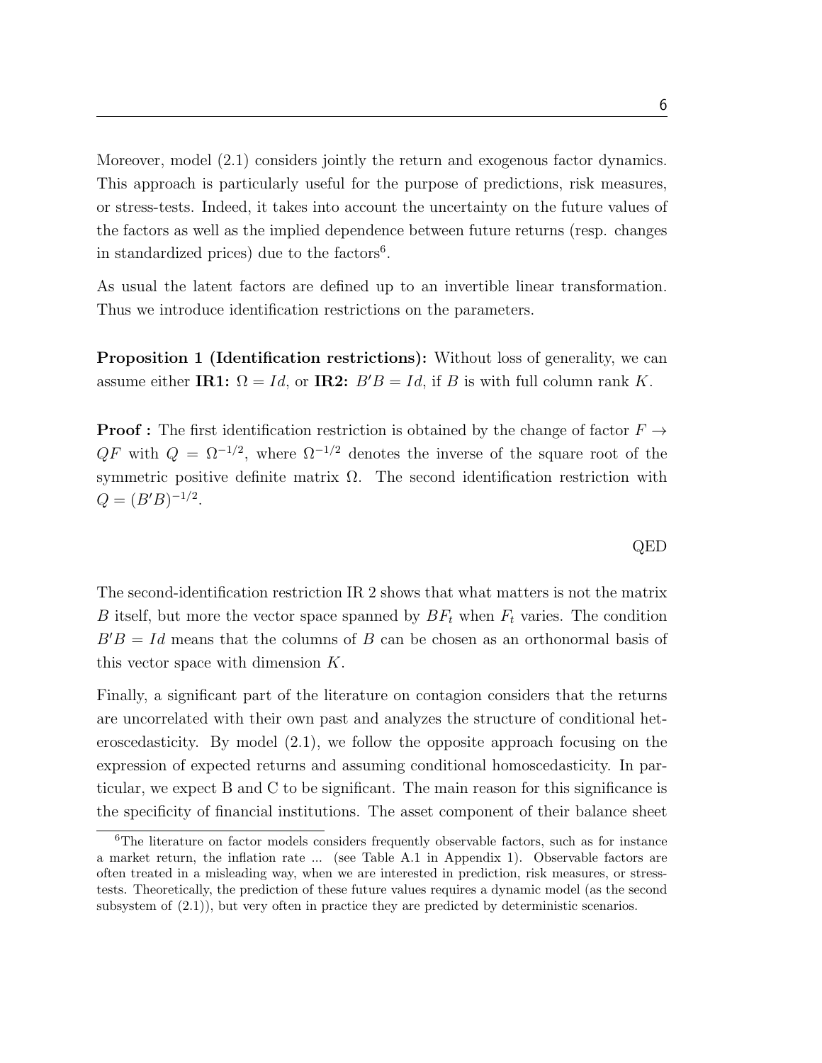Moreover, model (2.1) considers jointly the return and exogenous factor dynamics. This approach is particularly useful for the purpose of predictions, risk measures, or stress-tests. Indeed, it takes into account the uncertainty on the future values of the factors as well as the implied dependence between future returns (resp. changes in standardized prices) due to the factors[6].

As usual the latent factors are defined up to an invertible linear transformation. Thus we introduce identification restrictions on the parameters.

**Proposition 1 (Identification restrictions):** Without loss of generality, we can assume either **IR1:** $\Omega = Id$, or **IR2:** $B'B = Id$, if $B$ is with full column rank $K$.

**Proof :** The first identification restriction is obtained by the change of factor $F \to QF$ with $Q = \Omega^{-1/2}$, where $\Omega^{-1/2}$ denotes the inverse of the square root of the symmetric positive definite matrix $\Omega$. The second identification restriction with $Q = (B'B)^{-1/2}$.

QED

The second-identification restriction IR 2 shows that what matters is not the matrix $B$ itself, but more the vector space spanned by $BF_t$ when $F_t$ varies. The condition $B'B = Id$ means that the columns of $B$ can be chosen as an orthonormal basis of this vector space with dimension $K$.

Finally, a significant part of the literature on contagion considers that the returns are uncorrelated with their own past and analyzes the structure of conditional heteroscedasticity. By model (2.1), we follow the opposite approach focusing on the expression of expected returns and assuming conditional homoscedasticity. In particular, we expect B and C to be significant. The main reason for this significance is the specificity of financial institutions. The asset component of their balance sheet

[6] The literature on factor models considers frequently observable factors, such as for instance a market return, the inflation rate ... (see Table A.1 in Appendix 1). Observable factors are often treated in a misleading way, when we are interested in prediction, risk measures, or stress-tests. Theoretically, the prediction of these future values requires a dynamic model (as the second subsystem of (2.1)), but very often in practice they are predicted by deterministic scenarios.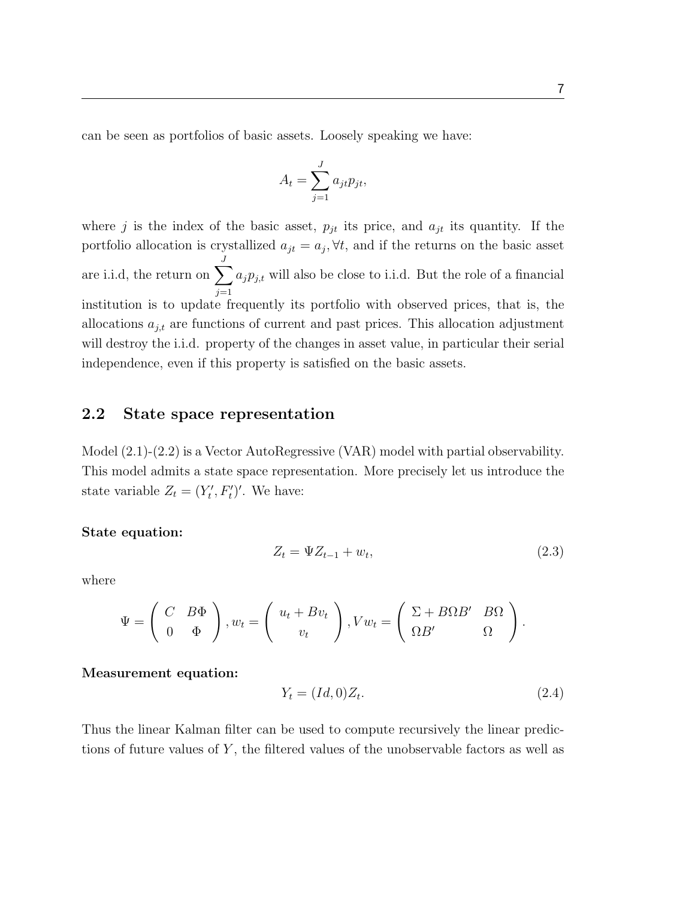can be seen as portfolios of basic assets. Loosely speaking we have:

$$A_t = \sum_{j=1}^{J} a_{jt} p_{jt},$$

where $j$ is the index of the basic asset, $p_{jt}$ its price, and $a_{jt}$ its quantity. If the portfolio allocation is crystallized $a_{jt} = a_j, \forall t$, and if the returns on the basic asset are i.i.d, the return on $\sum_{j=1}^{J} a_j p_{j,t}$ will also be close to i.i.d. But the role of a financial institution is to update frequently its portfolio with observed prices, that is, the allocations $a_{j,t}$ are functions of current and past prices. This allocation adjustment will destroy the i.i.d. property of the changes in asset value, in particular their serial independence, even if this property is satisfied on the basic assets.

## 2.2 State space representation

Model (2.1)-(2.2) is a Vector AutoRegressive (VAR) model with partial observability. This model admits a state space representation. More precisely let us introduce the state variable $Z_t = (Y_t', F_t')'$. We have:

**State equation:**

$$Z_t = \Psi Z_{t-1} + w_t, \tag{2.3}$$

where

$$\Psi = \begin{pmatrix} C & B\Phi \\ 0 & \Phi \end{pmatrix}, w_t = \begin{pmatrix} u_t + Bv_t \\ v_t \end{pmatrix}, Vw_t = \begin{pmatrix} \Sigma + B\Omega B' & B\Omega \\ \Omega B' & \Omega \end{pmatrix}.$$

**Measurement equation:**

$$Y_t = (Id, 0) Z_t. \tag{2.4}$$

Thus the linear Kalman filter can be used to compute recursively the linear predictions of future values of $Y$, the filtered values of the unobservable factors as well as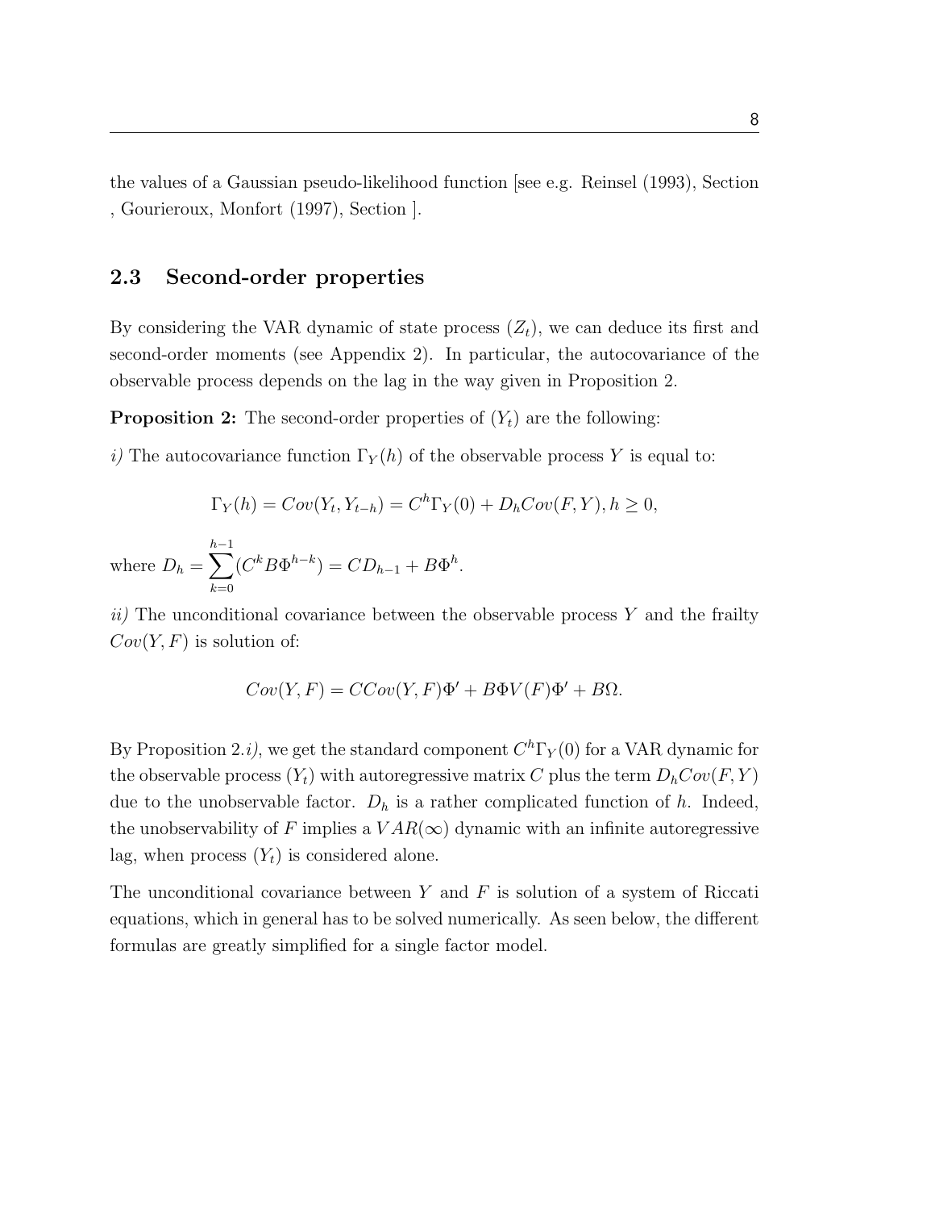the values of a Gaussian pseudo-likelihood function [see e.g. Reinsel (1993), Section , Gourieroux, Monfort (1997), Section ].

### 2.3 Second-order properties

By considering the VAR dynamic of state process $(Z_t)$, we can deduce its first and second-order moments (see Appendix 2). In particular, the autocovariance of the observable process depends on the lag in the way given in Proposition 2.

**Proposition 2:** The second-order properties of $(Y_t)$ are the following:

*i)* The autocovariance function $\Gamma_Y(h)$ of the observable process $Y$ is equal to:

$$\Gamma_Y(h) = Cov(Y_t, Y_{t-h}) = C^h \Gamma_Y(0) + D_h Cov(F, Y), h \geq 0,$$

where $D_h = \sum_{k=0}^{h-1} (C^k B \Phi^{h-k}) = C D_{h-1} + B \Phi^h$.

*ii)* The unconditional covariance between the observable process $Y$ and the frailty $Cov(Y, F)$ is solution of:

$$Cov(Y, F) = C Cov(Y, F) \Phi' + B \Phi V(F) \Phi' + B \Omega.$$

By Proposition 2.*i)*, we get the standard component $C^h \Gamma_Y(0)$ for a VAR dynamic for the observable process $(Y_t)$ with autoregressive matrix $C$ plus the term $D_h Cov(F, Y)$ due to the unobservable factor. $D_h$ is a rather complicated function of $h$. Indeed, the unobservability of $F$ implies a $VAR(\infty)$ dynamic with an infinite autoregressive lag, when process $(Y_t)$ is considered alone.

The unconditional covariance between $Y$ and $F$ is solution of a system of Riccati equations, which in general has to be solved numerically. As seen below, the different formulas are greatly simplified for a single factor model.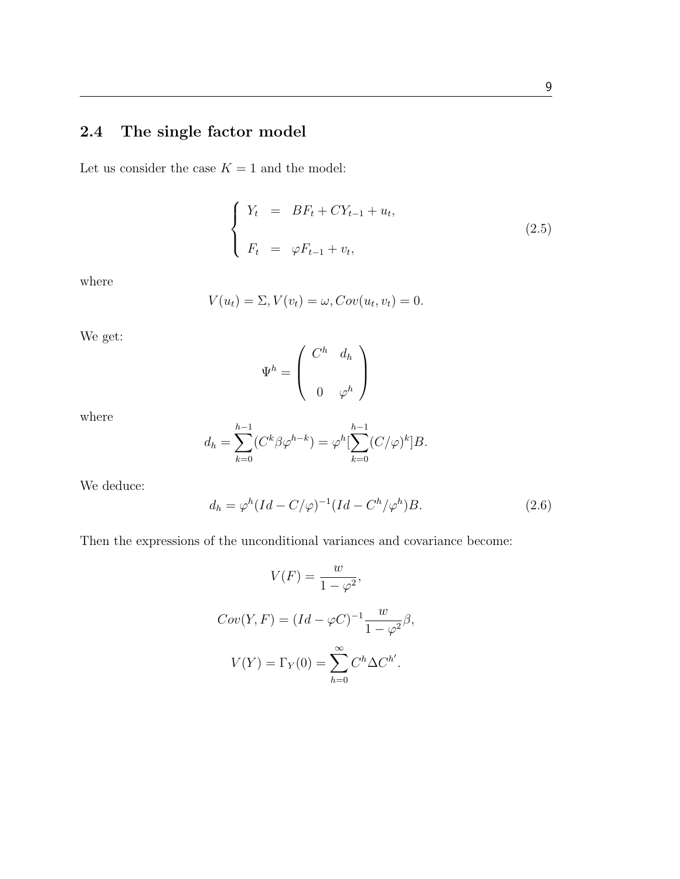## 2.4 The single factor model

Let us consider the case $K = 1$ and the model:

$$\left\{ \begin{array}{lcl} Y_t & = & BF_t + CY_{t-1} + u_t, \\ \\ F_t & = & \varphi F_{t-1} + v_t, \end{array} \right. \tag{2.5}$$

where

$$V(u_t) = \Sigma, V(v_t) = \omega, Cov(u_t, v_t) = 0.$$

We get:

$$\Psi^h = \left( \begin{array}{cc} C^h & d_h \\ \\ 0 & \varphi^h \end{array} \right)$$

where

$$d_h = \sum_{k=0}^{h-1} (C^k \beta \varphi^{h-k}) = \varphi^h [\sum_{k=0}^{h-1} (C/\varphi)^k] B.$$

We deduce:

$$d_h = \varphi^h (Id - C/\varphi)^{-1} (Id - C^h/\varphi^h) B. \tag{2.6}$$

Then the expressions of the unconditional variances and covariance become:

$$V(F) = \frac{w}{1 - \varphi^2},$$

$$Cov(Y, F) = (Id - \varphi C)^{-1} \frac{w}{1 - \varphi^2} \beta,$$

$$V(Y) = \Gamma_Y(0) = \sum_{h=0}^{\infty} C^h \Delta C^{h'}.$$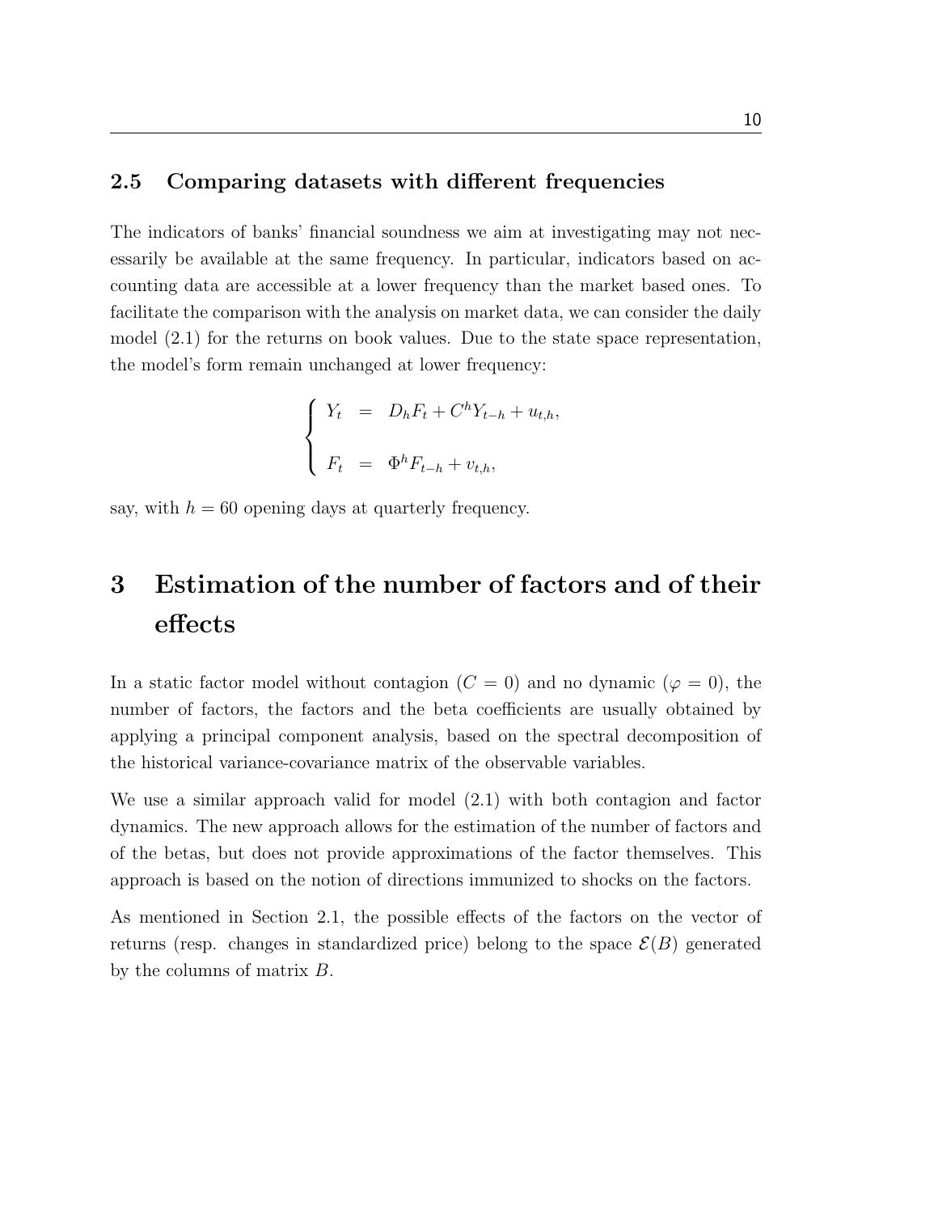### 2.5 Comparing datasets with different frequencies

The indicators of banks' financial soundness we aim at investigating may not necessarily be available at the same frequency. In particular, indicators based on accounting data are accessible at a lower frequency than the market based ones. To facilitate the comparison with the analysis on market data, we can consider the daily model (2.1) for the returns on book values. Due to the state space representation, the model's form remain unchanged at lower frequency:

$$
\left\{
\begin{array}{rcl}
Y_t & = & D_h F_t + C^h Y_{t-h} + u_{t,h}, \\
 & & \\
F_t & = & \Phi^h F_{t-h} + v_{t,h},
\end{array}
\right.
$$

say, with $h = 60$ opening days at quarterly frequency.

# 3 Estimation of the number of factors and of their effects

In a static factor model without contagion ($C = 0$) and no dynamic ($\varphi = 0$), the number of factors, the factors and the beta coefficients are usually obtained by applying a principal component analysis, based on the spectral decomposition of the historical variance-covariance matrix of the observable variables.

We use a similar approach valid for model (2.1) with both contagion and factor dynamics. The new approach allows for the estimation of the number of factors and of the betas, but does not provide approximations of the factor themselves. This approach is based on the notion of directions immunized to shocks on the factors.

As mentioned in Section 2.1, the possible effects of the factors on the vector of returns (resp. changes in standardized price) belong to the space $\mathcal{E}(B)$ generated by the columns of matrix $B$.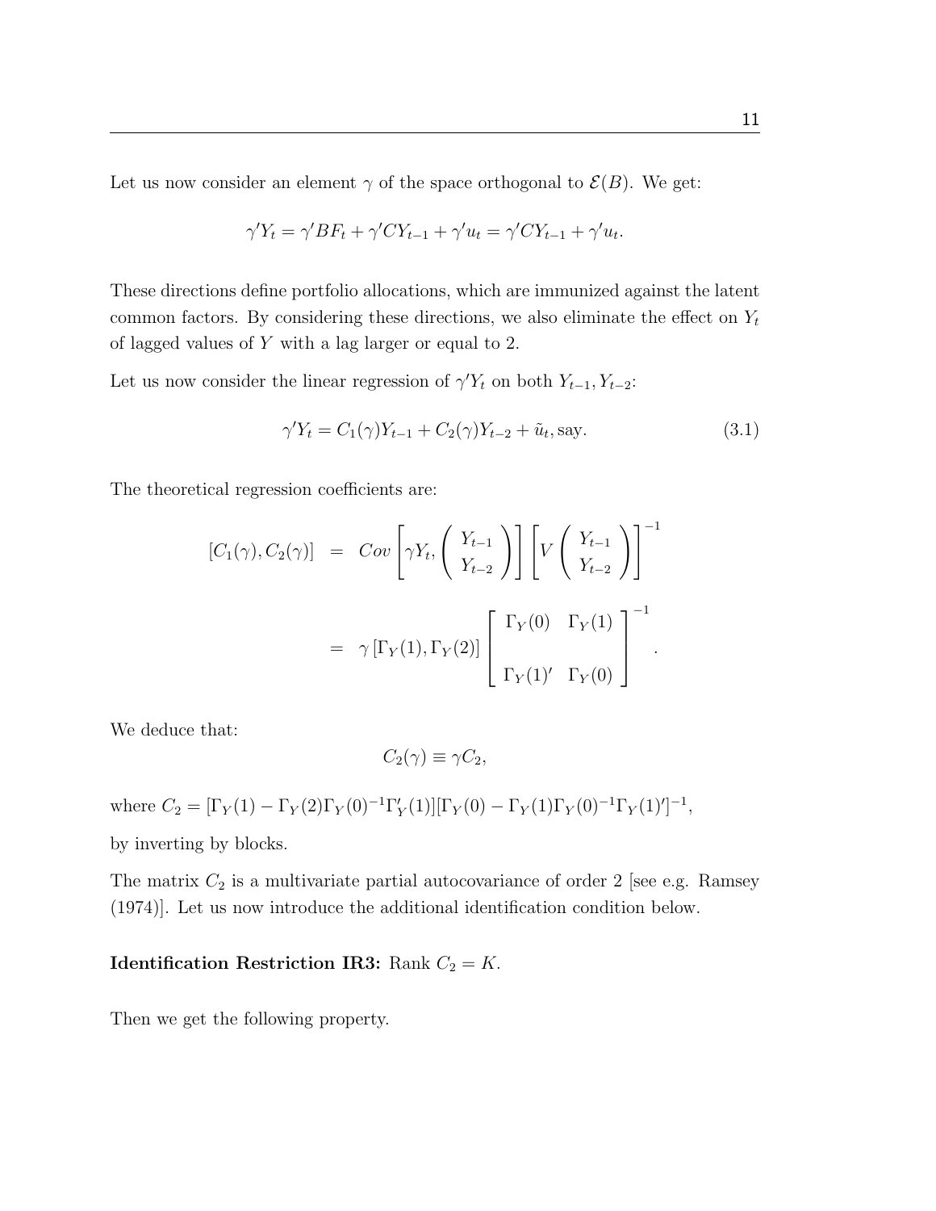Let us now consider an element $\gamma$ of the space orthogonal to $\mathcal{E}(B)$. We get:

$$\gamma' Y_t = \gamma' B F_t + \gamma' C Y_{t-1} + \gamma' u_t = \gamma' C Y_{t-1} + \gamma' u_t.$$

These directions define portfolio allocations, which are immunized against the latent common factors. By considering these directions, we also eliminate the effect on $Y_t$ of lagged values of $Y$ with a lag larger or equal to 2.

Let us now consider the linear regression of $\gamma' Y_t$ on both $Y_{t-1}, Y_{t-2}$:

$$\gamma' Y_t = C_1(\gamma) Y_{t-1} + C_2(\gamma) Y_{t-2} + \tilde{u}_t, \text{say.} \tag{3.1}$$

The theoretical regression coefficients are:

$$\begin{aligned}
[C_1(\gamma), C_2(\gamma)] &= Cov\left[\gamma Y_t, \begin{pmatrix} Y_{t-1} \\ Y_{t-2} \end{pmatrix}\right] \left[V \begin{pmatrix} Y_{t-1} \\ Y_{t-2} \end{pmatrix}\right]^{-1} \\
&= \gamma \left[\Gamma_Y(1), \Gamma_Y(2)\right] \begin{bmatrix} \Gamma_Y(0) & \Gamma_Y(1) \\ \Gamma_Y(1)' & \Gamma_Y(0) \end{bmatrix}^{-1}.
\end{aligned}$$

We deduce that:

$$C_2(\gamma) \equiv \gamma C_2,$$

where $C_2 = [\Gamma_Y(1) - \Gamma_Y(2)\Gamma_Y(0)^{-1}\Gamma_Y'(1)][\Gamma_Y(0) - \Gamma_Y(1)\Gamma_Y(0)^{-1}\Gamma_Y(1)']^{-1}$,

by inverting by blocks.

The matrix $C_2$ is a multivariate partial autocovariance of order 2 [see e.g. Ramsey (1974)]. Let us now introduce the additional identification condition below.

**Identification Restriction IR3:** Rank $C_2 = K$.

Then we get the following property.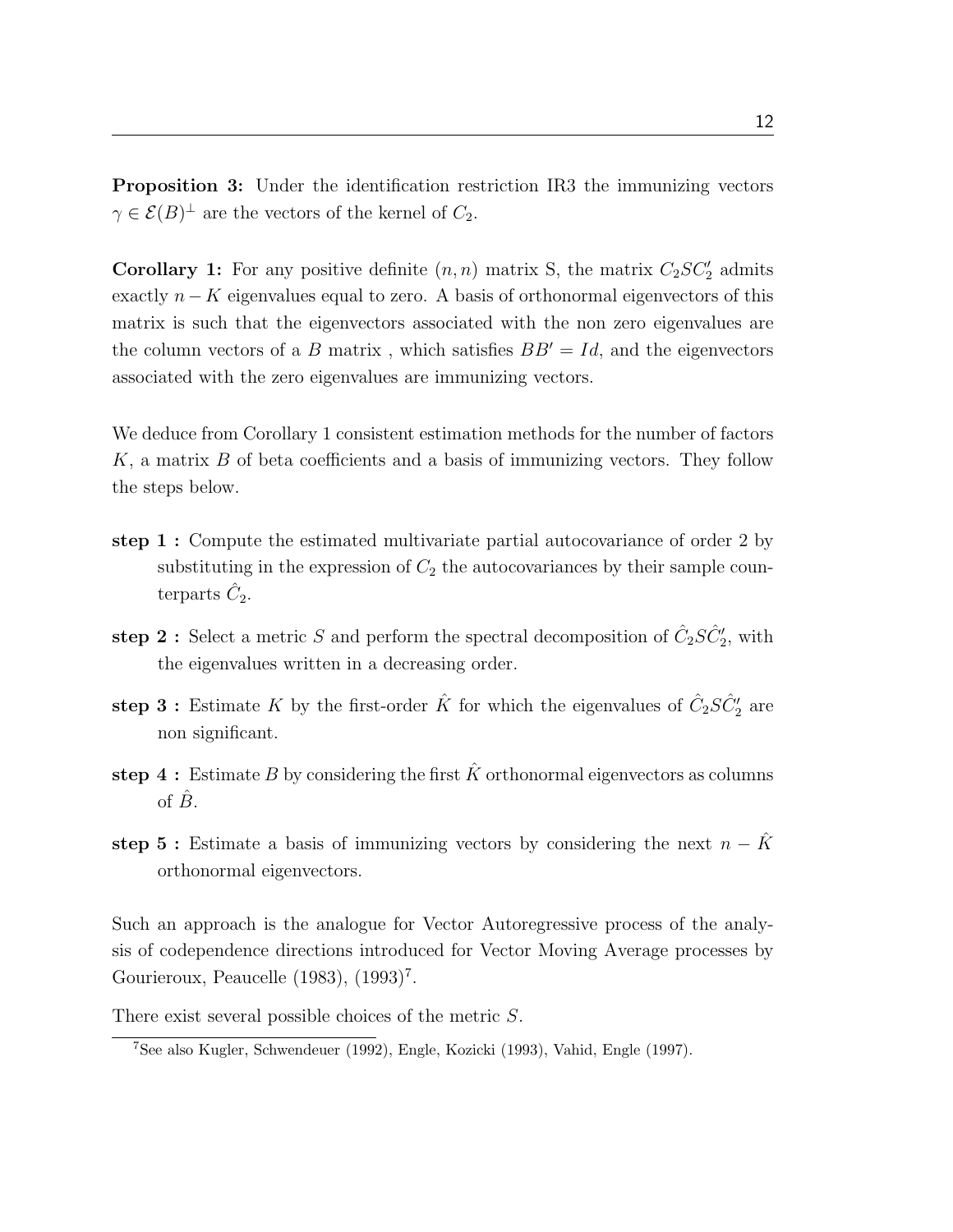**Proposition 3:** Under the identification restriction IR3 the immunizing vectors $\gamma \in \mathcal{E}(B)^{\perp}$ are the vectors of the kernel of $C_2$.

**Corollary 1:** For any positive definite $(n, n)$ matrix S, the matrix $C_2 S C_2'$ admits exactly $n - K$ eigenvalues equal to zero. A basis of orthonormal eigenvectors of this matrix is such that the eigenvectors associated with the non zero eigenvalues are the column vectors of a $B$ matrix , which satisfies $BB' = Id$, and the eigenvectors associated with the zero eigenvalues are immunizing vectors.

We deduce from Corollary 1 consistent estimation methods for the number of factors $K$, a matrix $B$ of beta coefficients and a basis of immunizing vectors. They follow the steps below.

**step 1 :** Compute the estimated multivariate partial autocovariance of order 2 by substituting in the expression of $C_2$ the autocovariances by their sample counterparts $\hat{C}_2$.

**step 2 :** Select a metric $S$ and perform the spectral decomposition of $\hat{C}_2 S \hat{C}_2'$, with the eigenvalues written in a decreasing order.

**step 3 :** Estimate $K$ by the first-order $\hat{K}$ for which the eigenvalues of $\hat{C}_2 S \hat{C}_2'$ are non significant.

**step 4 :** Estimate $B$ by considering the first $\hat{K}$ orthonormal eigenvectors as columns of $\hat{B}$.

**step 5 :** Estimate a basis of immunizing vectors by considering the next $n - \hat{K}$ orthonormal eigenvectors.

Such an approach is the analogue for Vector Autoregressive process of the analysis of codependence directions introduced for Vector Moving Average processes by Gourieroux, Peaucelle (1983), (1993)[7].

There exist several possible choices of the metric $S$.

[7] See also Kugler, Schwendeuer (1992), Engle, Kozicki (1993), Vahid, Engle (1997).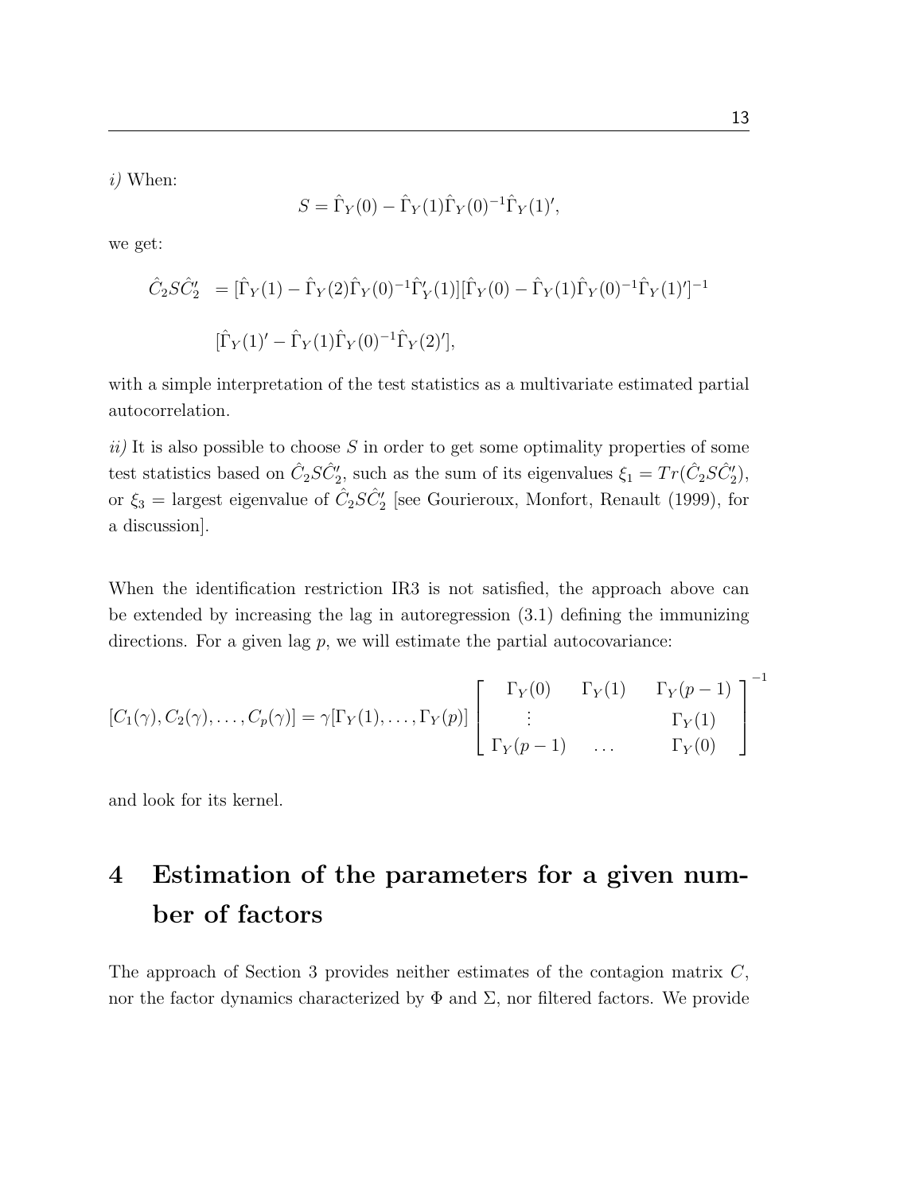*i)* When:

$$S = \hat{\Gamma}_Y(0) - \hat{\Gamma}_Y(1)\hat{\Gamma}_Y(0)^{-1}\hat{\Gamma}_Y(1)',$$

we get:

$$\begin{aligned}\hat{C}_2 S \hat{C}_2' &= [\hat{\Gamma}_Y(1) - \hat{\Gamma}_Y(2)\hat{\Gamma}_Y(0)^{-1}\hat{\Gamma}_Y'(1)][\hat{\Gamma}_Y(0) - \hat{\Gamma}_Y(1)\hat{\Gamma}_Y(0)^{-1}\hat{\Gamma}_Y(1)']^{-1} \\ & [\hat{\Gamma}_Y(1)' - \hat{\Gamma}_Y(1)\hat{\Gamma}_Y(0)^{-1}\hat{\Gamma}_Y(2)'],\end{aligned}$$

with a simple interpretation of the test statistics as a multivariate estimated partial autocorrelation.

*ii)* It is also possible to choose $S$ in order to get some optimality properties of some test statistics based on $\hat{C}_2 S \hat{C}_2'$, such as the sum of its eigenvalues $\xi_1 = Tr(\hat{C}_2 S \hat{C}_2')$, or $\xi_3 =$ largest eigenvalue of $\hat{C}_2 S \hat{C}_2'$ [see Gourieroux, Monfort, Renault (1999), for a discussion].

When the identification restriction IR3 is not satisfied, the approach above can be extended by increasing the lag in autoregression (3.1) defining the immunizing directions. For a given lag $p$, we will estimate the partial autocovariance:

$$[C_1(\gamma), C_2(\gamma), \dots, C_p(\gamma)] = \gamma[\Gamma_Y(1), \dots, \Gamma_Y(p)] \begin{bmatrix} \Gamma_Y(0) & \Gamma_Y(1) & \Gamma_Y(p-1) \\ \vdots & & \Gamma_Y(1) \\ \Gamma_Y(p-1) & \dots & \Gamma_Y(0) \end{bmatrix}^{-1}$$

and look for its kernel.

# 4 Estimation of the parameters for a given number of factors

The approach of Section 3 provides neither estimates of the contagion matrix $C$, nor the factor dynamics characterized by $\Phi$ and $\Sigma$, nor filtered factors. We provide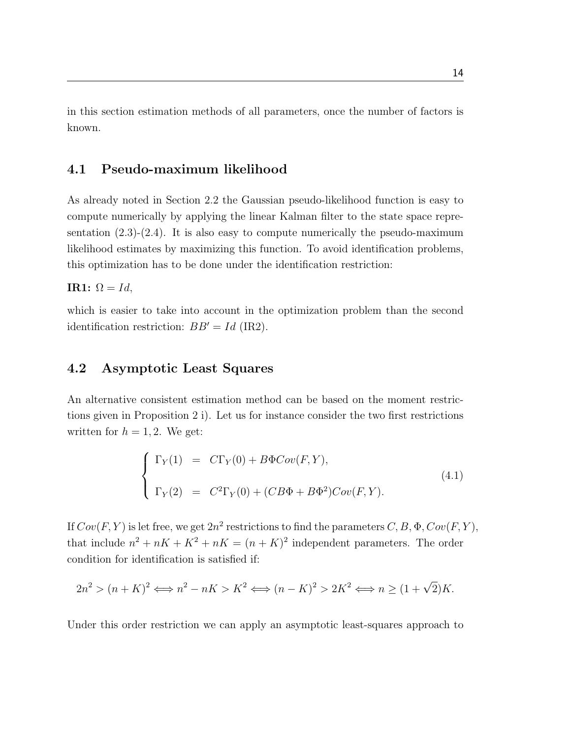in this section estimation methods of all parameters, once the number of factors is known.

## 4.1 Pseudo-maximum likelihood

As already noted in Section 2.2 the Gaussian pseudo-likelihood function is easy to compute numerically by applying the linear Kalman filter to the state space representation (2.3)-(2.4). It is also easy to compute numerically the pseudo-maximum likelihood estimates by maximizing this function. To avoid identification problems, this optimization has to be done under the identification restriction:

**IR1:** $\Omega = Id$,

which is easier to take into account in the optimization problem than the second identification restriction: $BB' = Id$ (IR2).

## 4.2 Asymptotic Least Squares

An alternative consistent estimation method can be based on the moment restrictions given in Proposition 2 i). Let us for instance consider the two first restrictions written for $h = 1, 2$. We get:

$$\begin{cases} \Gamma_Y(1) &= C\Gamma_Y(0) + B\Phi Cov(F, Y), \\ \Gamma_Y(2) &= C^2\Gamma_Y(0) + (CB\Phi + B\Phi^2)Cov(F, Y). \end{cases} \tag{4.1}$$

If $Cov(F, Y)$ is let free, we get $2n^2$ restrictions to find the parameters $C, B, \Phi, Cov(F, Y)$, that include $n^2 + nK + K^2 + nK = (n + K)^2$ independent parameters. The order condition for identification is satisfied if:

$$2n^2 > (n + K)^2 \iff n^2 - nK > K^2 \iff (n - K)^2 > 2K^2 \iff n \geq (1 + \sqrt{2})K.$$

Under this order restriction we can apply an asymptotic least-squares approach to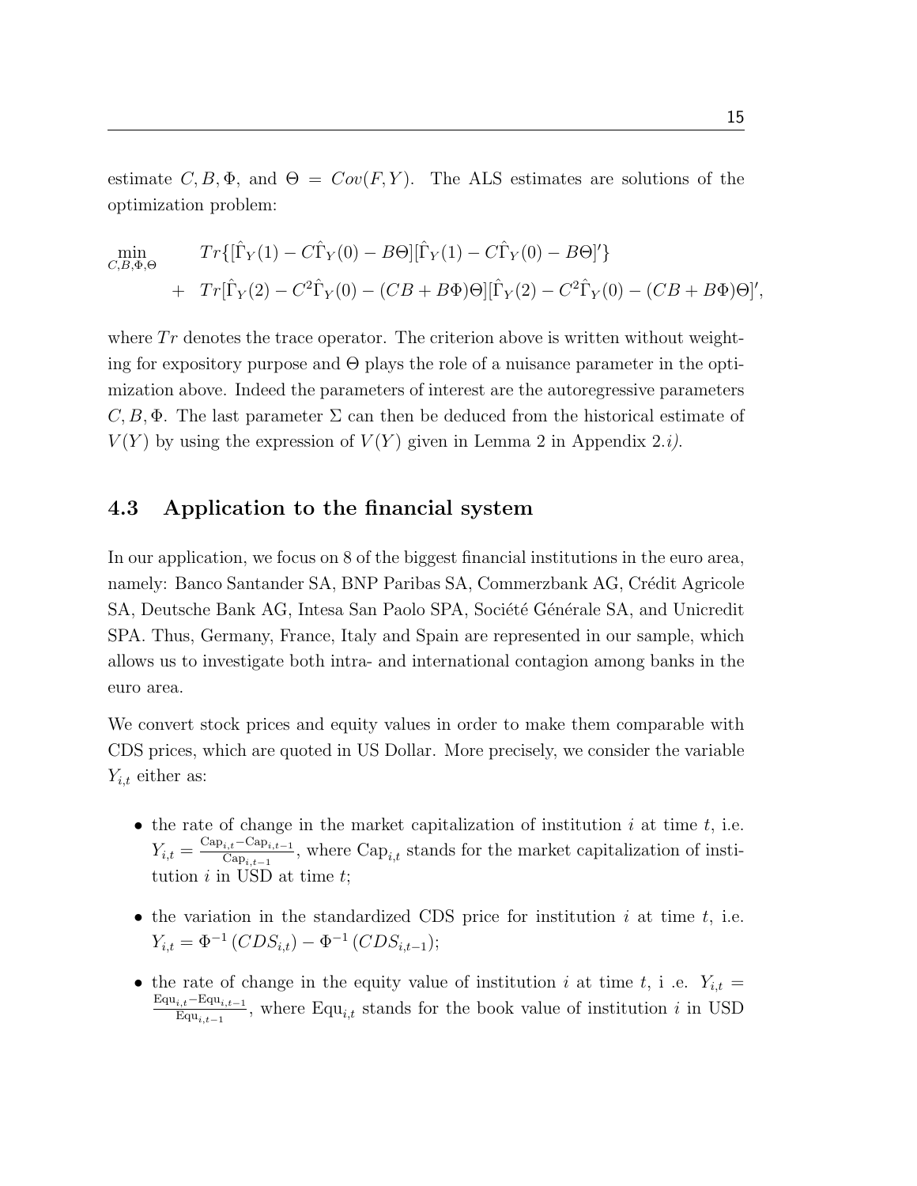estimate $C, B, \Phi$, and $\Theta = Cov(F, Y)$. The ALS estimates are solutions of the optimization problem:

$$
\begin{aligned}
\min_{C,B,\Phi,\Theta} \quad & Tr\{[\hat{\Gamma}_Y(1) - C\hat{\Gamma}_Y(0) - B\Theta][\hat{\Gamma}_Y(1) - C\hat{\Gamma}_Y(0) - B\Theta]'\} \\
+ \quad & Tr[\hat{\Gamma}_Y(2) - C^2\hat{\Gamma}_Y(0) - (CB + B\Phi)\Theta][\hat{\Gamma}_Y(2) - C^2\hat{\Gamma}_Y(0) - (CB + B\Phi)\Theta]',
\end{aligned}
$$

where $Tr$ denotes the trace operator. The criterion above is written without weighting for expository purpose and $\Theta$ plays the role of a nuisance parameter in the optimization above. Indeed the parameters of interest are the autoregressive parameters $C, B, \Phi$. The last parameter $\Sigma$ can then be deduced from the historical estimate of $V(Y)$ by using the expression of $V(Y)$ given in Lemma 2 in Appendix 2.*i)*.

## 4.3 Application to the financial system

In our application, we focus on 8 of the biggest financial institutions in the euro area, namely: Banco Santander SA, BNP Paribas SA, Commerzbank AG, Crédit Agricole SA, Deutsche Bank AG, Intesa San Paolo SPA, Société Générale SA, and Unicredit SPA. Thus, Germany, France, Italy and Spain are represented in our sample, which allows us to investigate both intra- and international contagion among banks in the euro area.

We convert stock prices and equity values in order to make them comparable with CDS prices, which are quoted in US Dollar. More precisely, we consider the variable $Y_{i,t}$ either as:

- the rate of change in the market capitalization of institution $i$ at time $t$, i.e. $Y_{i,t} = \frac{\text{Cap}_{i,t} - \text{Cap}_{i,t-1}}{\text{Cap}_{i,t-1}}$, where $\text{Cap}_{i,t}$ stands for the market capitalization of institution $i$ in USD at time $t$;
- the variation in the standardized CDS price for institution $i$ at time $t$, i.e. $Y_{i,t} = \Phi^{-1}(CDS_{i,t}) - \Phi^{-1}(CDS_{i,t-1})$;
- the rate of change in the equity value of institution $i$ at time $t$, i .e. $Y_{i,t} = \frac{\text{Equ}_{i,t} - \text{Equ}_{i,t-1}}{\text{Equ}_{i,t-1}}$, where $\text{Equ}_{i,t}$ stands for the book value of institution $i$ in USD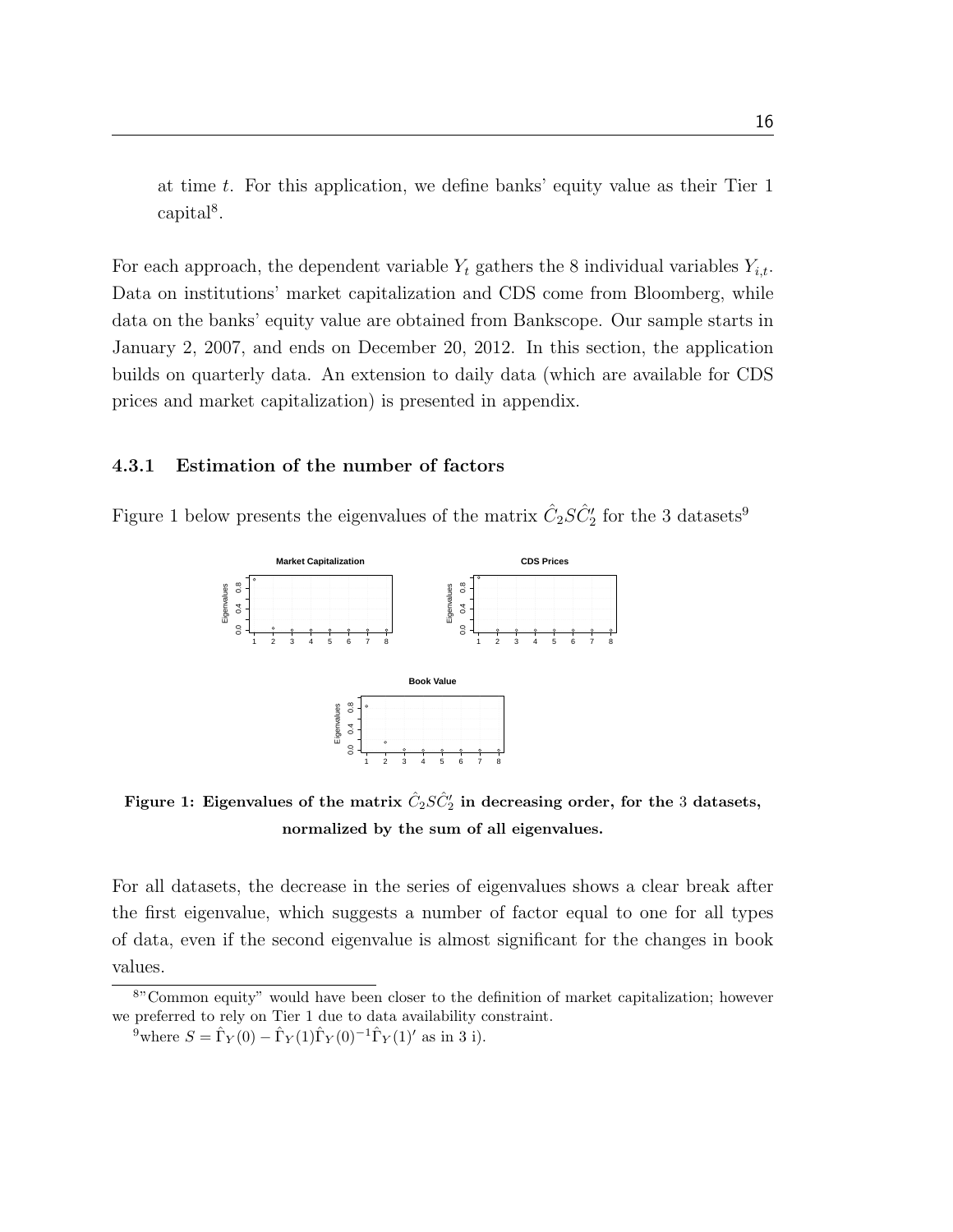at time $t$. For this application, we define banks' equity value as their Tier 1 capital[8].

For each approach, the dependent variable $Y_t$ gathers the 8 individual variables $Y_{i,t}$. Data on institutions' market capitalization and CDS come from Bloomberg, while data on the banks' equity value are obtained from Bankscope. Our sample starts in January 2, 2007, and ends on December 20, 2012. In this section, the application builds on quarterly data. An extension to daily data (which are available for CDS prices and market capitalization) is presented in appendix.

### 4.3.1 Estimation of the number of factors

Figure 1 below presents the eigenvalues of the matrix $\hat{C}_2 S \hat{C}_2'$ for the 3 datasets[9]

**Figure 1: Eigenvalues of the matrix $\hat{C}_2 S \hat{C}_2'$ in decreasing order, for the 3 datasets, normalized by the sum of all eigenvalues.**

For all datasets, the decrease in the series of eigenvalues shows a clear break after the first eigenvalue, which suggests a number of factor equal to one for all types of data, even if the second eigenvalue is almost significant for the changes in book values.

[8]"Common equity" would have been closer to the definition of market capitalization; however we preferred to rely on Tier 1 due to data availability constraint.

[9]where $S = \hat{\Gamma}_Y(0) - \hat{\Gamma}_Y(1)\hat{\Gamma}_Y(0)^{-1}\hat{\Gamma}_Y(1)'$ as in 3 i).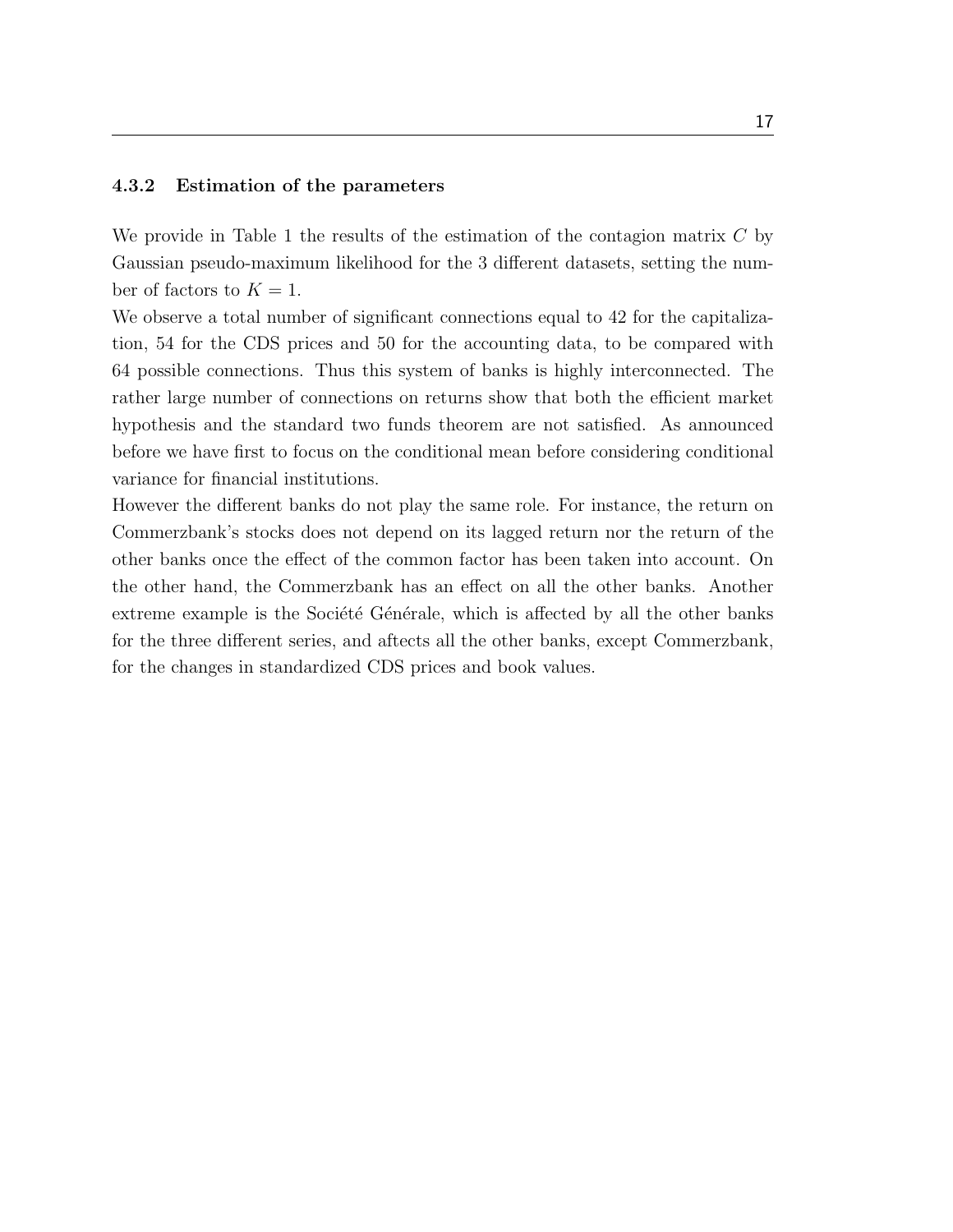### 4.3.2 Estimation of the parameters

We provide in Table 1 the results of the estimation of the contagion matrix $C$ by Gaussian pseudo-maximum likelihood for the 3 different datasets, setting the number of factors to $K = 1$.

We observe a total number of significant connections equal to 42 for the capitalization, 54 for the CDS prices and 50 for the accounting data, to be compared with 64 possible connections. Thus this system of banks is highly interconnected. The rather large number of connections on returns show that both the efficient market hypothesis and the standard two funds theorem are not satisfied. As announced before we have first to focus on the conditional mean before considering conditional variance for financial institutions.

However the different banks do not play the same role. For instance, the return on Commerzbank's stocks does not depend on its lagged return nor the return of the other banks once the effect of the common factor has been taken into account. On the other hand, the Commerzbank has an effect on all the other banks. Another extreme example is the Société Générale, which is affected by all the other banks for the three different series, and aftects all the other banks, except Commerzbank, for the changes in standardized CDS prices and book values.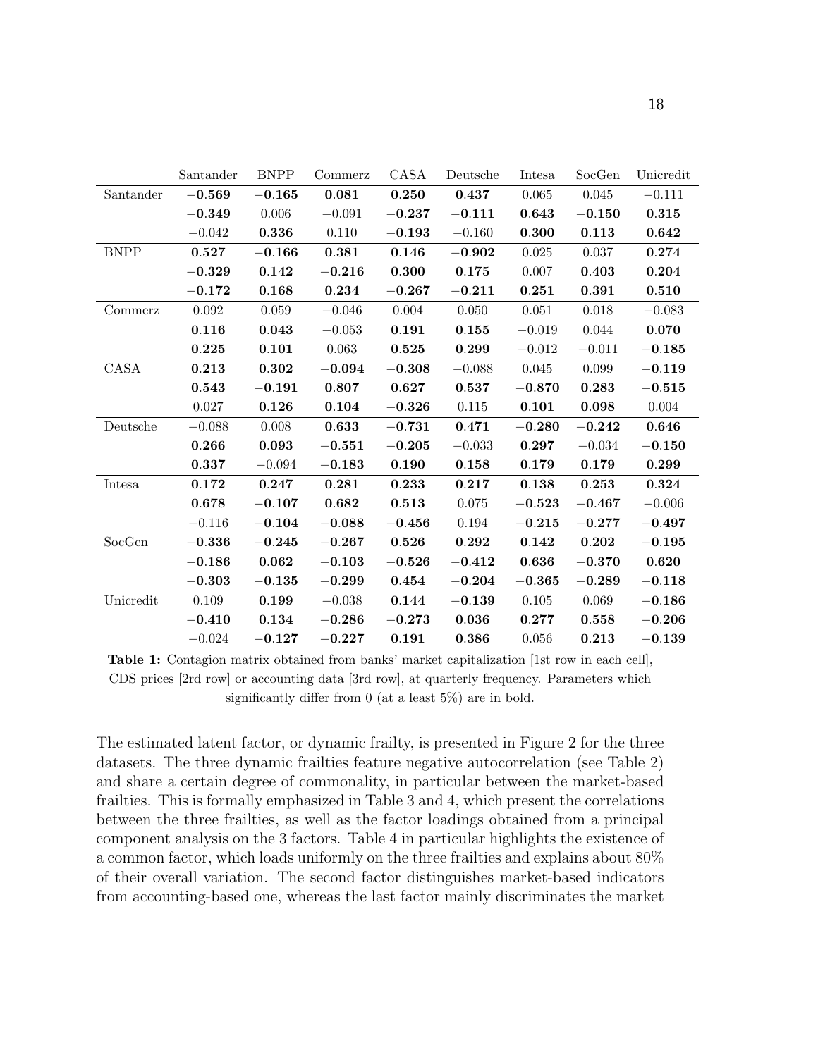| | Santander | BNPP | Commerz | CASA | Deutsche | Intesa | SocGen | Unicredit |
|---|---|---|---|---|---|---|---|---|
| Santander | **−0.569** | **−0.165** | **0.081** | **0.250** | **0.437** | 0.065 | 0.045 | −0.111 |
| | **−0.349** | 0.006 | −0.091 | **−0.237** | **−0.111** | **0.643** | **−0.150** | **0.315** |
| | −0.042 | **0.336** | 0.110 | **−0.193** | −0.160 | **0.300** | **0.113** | **0.642** |
| BNPP | **0.527** | **−0.166** | **0.381** | **0.146** | **−0.902** | 0.025 | 0.037 | **0.274** |
| | **−0.329** | **0.142** | **−0.216** | **0.300** | **0.175** | 0.007 | **0.403** | **0.204** |
| | **−0.172** | **0.168** | **0.234** | **−0.267** | **−0.211** | **0.251** | **0.391** | **0.510** |
| Commerz | 0.092 | 0.059 | −0.046 | 0.004 | 0.050 | 0.051 | 0.018 | −0.083 |
| | **0.116** | **0.043** | −0.053 | **0.191** | **0.155** | −0.019 | 0.044 | **0.070** |
| | **0.225** | **0.101** | 0.063 | **0.525** | **0.299** | −0.012 | −0.011 | **−0.185** |
| CASA | **0.213** | **0.302** | **−0.094** | **−0.308** | −0.088 | 0.045 | 0.099 | **−0.119** |
| | **0.543** | **−0.191** | **0.807** | **0.627** | **0.537** | **−0.870** | **0.283** | **−0.515** |
| | 0.027 | **0.126** | **0.104** | **−0.326** | 0.115 | **0.101** | **0.098** | 0.004 |
| Deutsche | −0.088 | 0.008 | **0.633** | **−0.731** | **0.471** | **−0.280** | **−0.242** | **0.646** |
| | **0.266** | **0.093** | **−0.551** | **−0.205** | −0.033 | **0.297** | −0.034 | **−0.150** |
| | **0.337** | −0.094 | **−0.183** | **0.190** | **0.158** | **0.179** | **0.179** | **0.299** |
| Intesa | **0.172** | **0.247** | **0.281** | **0.233** | **0.217** | **0.138** | **0.253** | **0.324** |
| | **0.678** | **−0.107** | **0.682** | **0.513** | 0.075 | **−0.523** | **−0.467** | −0.006 |
| | −0.116 | **−0.104** | **−0.088** | **−0.456** | 0.194 | **−0.215** | **−0.277** | **−0.497** |
| SocGen | **−0.336** | **−0.245** | **−0.267** | **0.526** | **0.292** | **0.142** | **0.202** | **−0.195** |
| | **−0.186** | **0.062** | **−0.103** | **−0.526** | **−0.412** | **0.636** | **−0.370** | **0.620** |
| | **−0.303** | **−0.135** | **−0.299** | **0.454** | **−0.204** | **−0.365** | **−0.289** | **−0.118** |
| Unicredit | 0.109 | **0.199** | −0.038 | **0.144** | **−0.139** | 0.105 | 0.069 | **−0.186** |
| | **−0.410** | **0.134** | **−0.286** | **−0.273** | **0.036** | **0.277** | **0.558** | **−0.206** |
| | −0.024 | **−0.127** | **−0.227** | **0.191** | **0.386** | 0.056 | **0.213** | **−0.139** |

**Table 1:** Contagion matrix obtained from banks' market capitalization [1st row in each cell], CDS prices [2rd row] or accounting data [3rd row], at quarterly frequency. Parameters which significantly differ from 0 (at a least 5%) are in bold.

The estimated latent factor, or dynamic frailty, is presented in Figure 2 for the three datasets. The three dynamic frailties feature negative autocorrelation (see Table 2) and share a certain degree of commonality, in particular between the market-based frailties. This is formally emphasized in Table 3 and 4, which present the correlations between the three frailties, as well as the factor loadings obtained from a principal component analysis on the 3 factors. Table 4 in particular highlights the existence of a common factor, which loads uniformly on the three frailties and explains about 80% of their overall variation. The second factor distinguishes market-based indicators from accounting-based one, whereas the last factor mainly discriminates the market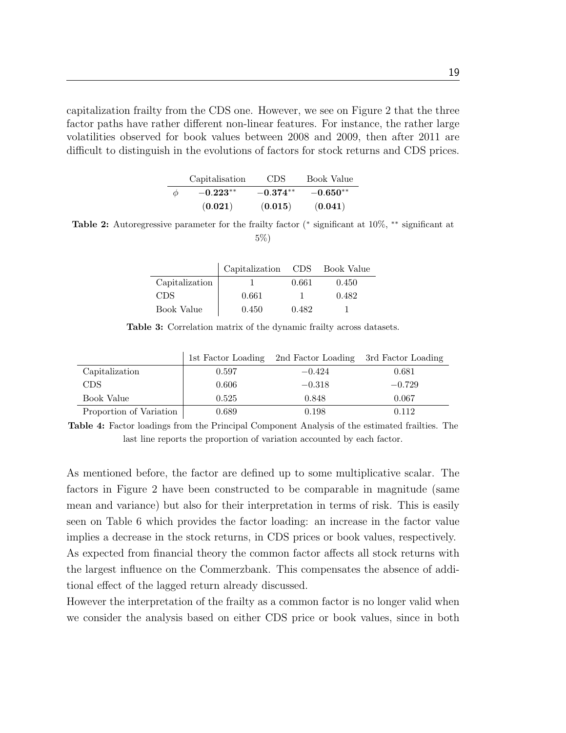capitalization frailty from the CDS one. However, we see on Figure 2 that the three factor paths have rather different non-linear features. For instance, the rather large volatilities observed for book values between 2008 and 2009, then after 2011 are difficult to distinguish in the evolutions of factors for stock returns and CDS prices.

| | Capitalisation | CDS | Book Value |
|---|---|---|---|
| $\phi$ | $\mathbf{-0.223}^{**}$ | $\mathbf{-0.374}^{**}$ | $\mathbf{-0.650}^{**}$ |
| | (**0.021**) | (**0.015**) | (**0.041**) |

**Table 2:** Autoregressive parameter for the frailty factor ($^{*}$ significant at 10%, $^{**}$ significant at 5%)

| | Capitalization | CDS | Book Value |
|---|---|---|---|
| Capitalization | 1 | 0.661 | 0.450 |
| CDS | 0.661 | 1 | 0.482 |
| Book Value | 0.450 | 0.482 | 1 |

**Table 3:** Correlation matrix of the dynamic frailty across datasets.

| | 1st Factor Loading | 2nd Factor Loading | 3rd Factor Loading |
|---|---|---|---|
| Capitalization | 0.597 | $-0.424$ | 0.681 |
| CDS | 0.606 | $-0.318$ | $-0.729$ |
| Book Value | 0.525 | 0.848 | 0.067 |
| Proportion of Variation | 0.689 | 0.198 | 0.112 |

**Table 4:** Factor loadings from the Principal Component Analysis of the estimated frailties. The last line reports the proportion of variation accounted by each factor.

As mentioned before, the factor are defined up to some multiplicative scalar. The factors in Figure 2 have been constructed to be comparable in magnitude (same mean and variance) but also for their interpretation in terms of risk. This is easily seen on Table 6 which provides the factor loading: an increase in the factor value implies a decrease in the stock returns, in CDS prices or book values, respectively. As expected from financial theory the common factor affects all stock returns with the largest influence on the Commerzbank. This compensates the absence of additional effect of the lagged return already discussed.

However the interpretation of the frailty as a common factor is no longer valid when we consider the analysis based on either CDS price or book values, since in both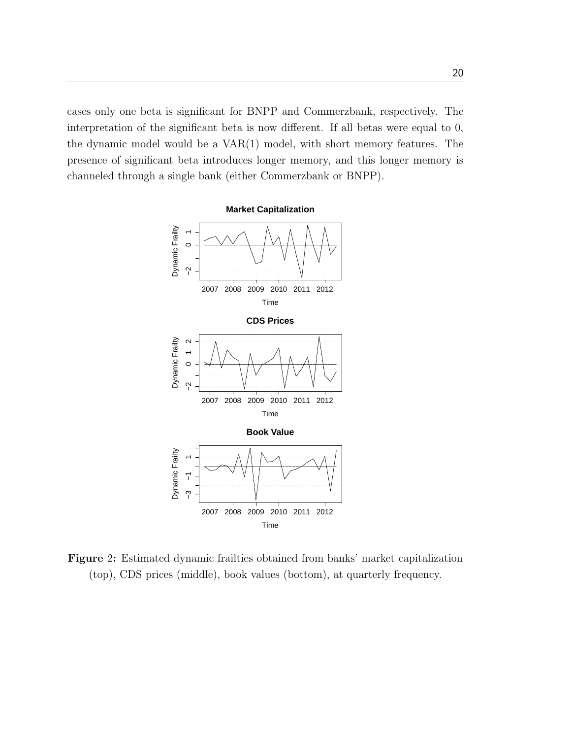cases only one beta is significant for BNPP and Commerzbank, respectively. The interpretation of the significant beta is now different. If all betas were equal to 0, the dynamic model would be a VAR(1) model, with short memory features. The presence of significant beta introduces longer memory, and this longer memory is channeled through a single bank (either Commerzbank or BNPP).

**Figure 2:** Estimated dynamic frailties obtained from banks' market capitalization (top), CDS prices (middle), book values (bottom), at quarterly frequency.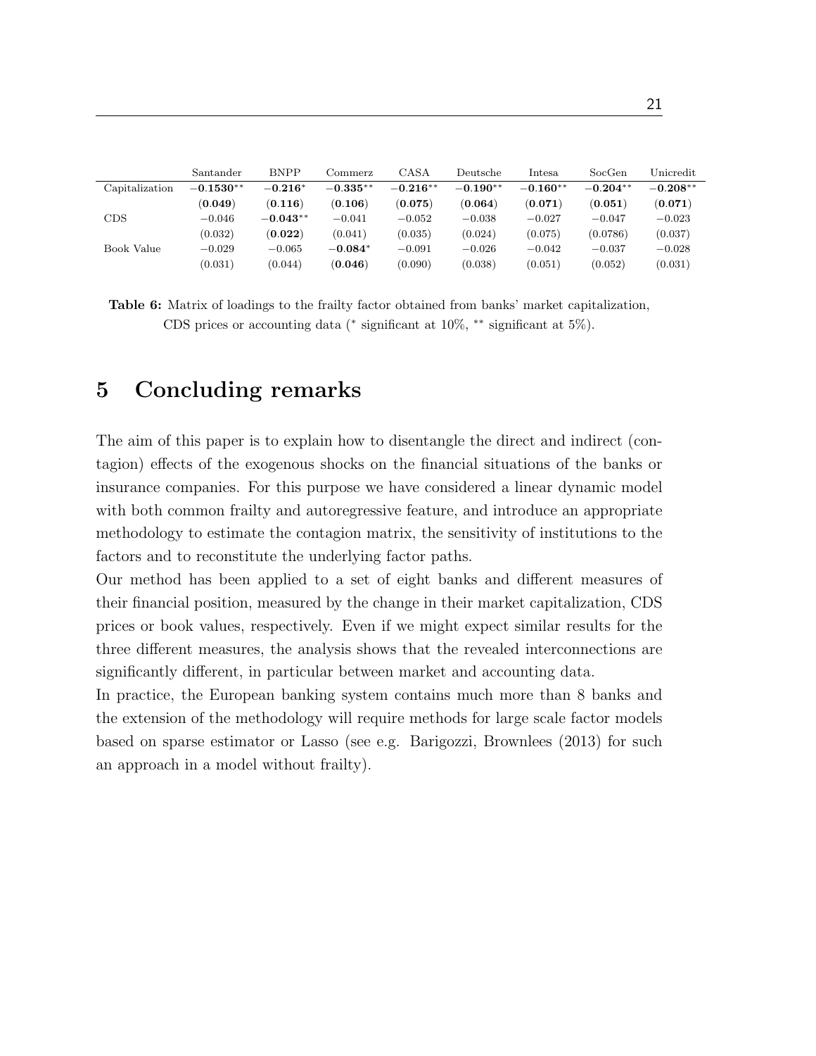| | Santander | BNPP | Commerz | CASA | Deutsche | Intesa | SocGen | Unicredit |
|---|---|---|---|---|---|---|---|---|
| Capitalization | $\mathbf{-0.1530}^{**}$ | $\mathbf{-0.216}^{*}$ | $\mathbf{-0.335}^{**}$ | $\mathbf{-0.216}^{**}$ | $\mathbf{-0.190}^{**}$ | $\mathbf{-0.160}^{**}$ | $\mathbf{-0.204}^{**}$ | $\mathbf{-0.208}^{**}$ |
| | (**0.049**) | (**0.116**) | (**0.106**) | (**0.075**) | (**0.064**) | (**0.071**) | (**0.051**) | (**0.071**) |
| CDS | $-0.046$ | $\mathbf{-0.043}^{**}$ | $-0.041$ | $-0.052$ | $-0.038$ | $-0.027$ | $-0.047$ | $-0.023$ |
| | (0.032) | (**0.022**) | (0.041) | (0.035) | (0.024) | (0.075) | (0.0786) | (0.037) |
| Book Value | $-0.029$ | $-0.065$ | $\mathbf{-0.084}^{*}$ | $-0.091$ | $-0.026$ | $-0.042$ | $-0.037$ | $-0.028$ |
| | (0.031) | (0.044) | (**0.046**) | (0.090) | (0.038) | (0.051) | (0.052) | (0.031) |

**Table 6:** Matrix of loadings to the frailty factor obtained from banks' market capitalization, CDS prices or accounting data ($^{*}$ significant at 10%, $^{**}$ significant at 5%).

# 5 Concluding remarks

The aim of this paper is to explain how to disentangle the direct and indirect (contagion) effects of the exogenous shocks on the financial situations of the banks or insurance companies. For this purpose we have considered a linear dynamic model with both common frailty and autoregressive feature, and introduce an appropriate methodology to estimate the contagion matrix, the sensitivity of institutions to the factors and to reconstitute the underlying factor paths.

Our method has been applied to a set of eight banks and different measures of their financial position, measured by the change in their market capitalization, CDS prices or book values, respectively. Even if we might expect similar results for the three different measures, the analysis shows that the revealed interconnections are significantly different, in particular between market and accounting data.

In practice, the European banking system contains much more than 8 banks and the extension of the methodology will require methods for large scale factor models based on sparse estimator or Lasso (see e.g. Barigozzi, Brownlees (2013) for such an approach in a model without frailty).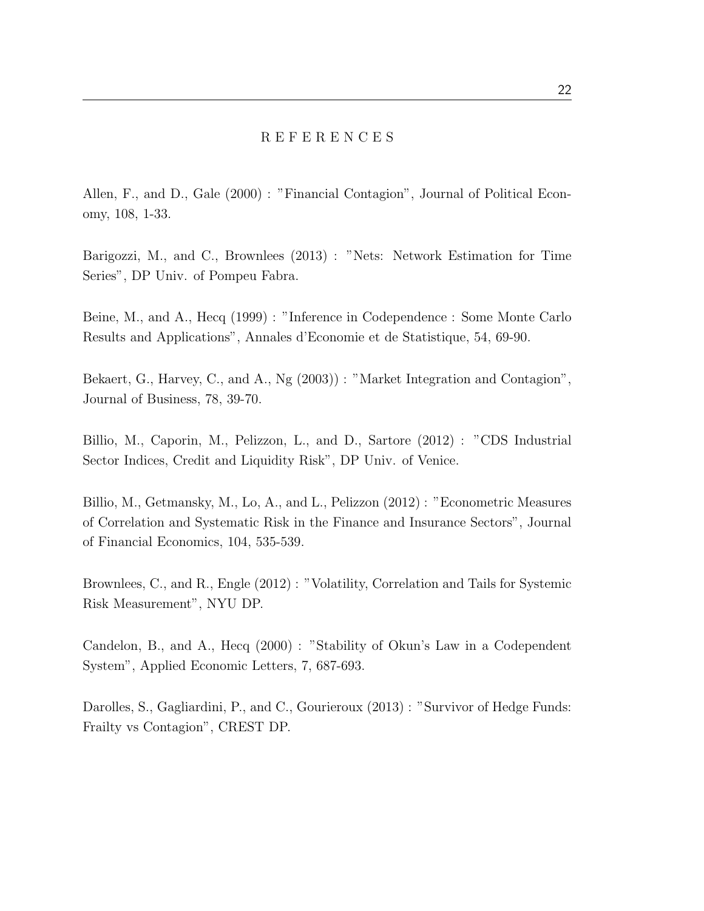## R E F E R E N C E S

Allen, F., and D., Gale (2000) : "Financial Contagion", Journal of Political Economy, 108, 1-33.

Barigozzi, M., and C., Brownlees (2013) : "Nets: Network Estimation for Time Series", DP Univ. of Pompeu Fabra.

Beine, M., and A., Hecq (1999) : "Inference in Codependence : Some Monte Carlo Results and Applications", Annales d'Economie et de Statistique, 54, 69-90.

Bekaert, G., Harvey, C., and A., Ng (2003)) : "Market Integration and Contagion", Journal of Business, 78, 39-70.

Billio, M., Caporin, M., Pelizzon, L., and D., Sartore (2012) : "CDS Industrial Sector Indices, Credit and Liquidity Risk", DP Univ. of Venice.

Billio, M., Getmansky, M., Lo, A., and L., Pelizzon (2012) : "Econometric Measures of Correlation and Systematic Risk in the Finance and Insurance Sectors", Journal of Financial Economics, 104, 535-539.

Brownlees, C., and R., Engle (2012) : "Volatility, Correlation and Tails for Systemic Risk Measurement", NYU DP.

Candelon, B., and A., Hecq (2000) : "Stability of Okun's Law in a Codependent System", Applied Economic Letters, 7, 687-693.

Darolles, S., Gagliardini, P., and C., Gourieroux (2013) : "Survivor of Hedge Funds: Frailty vs Contagion", CREST DP.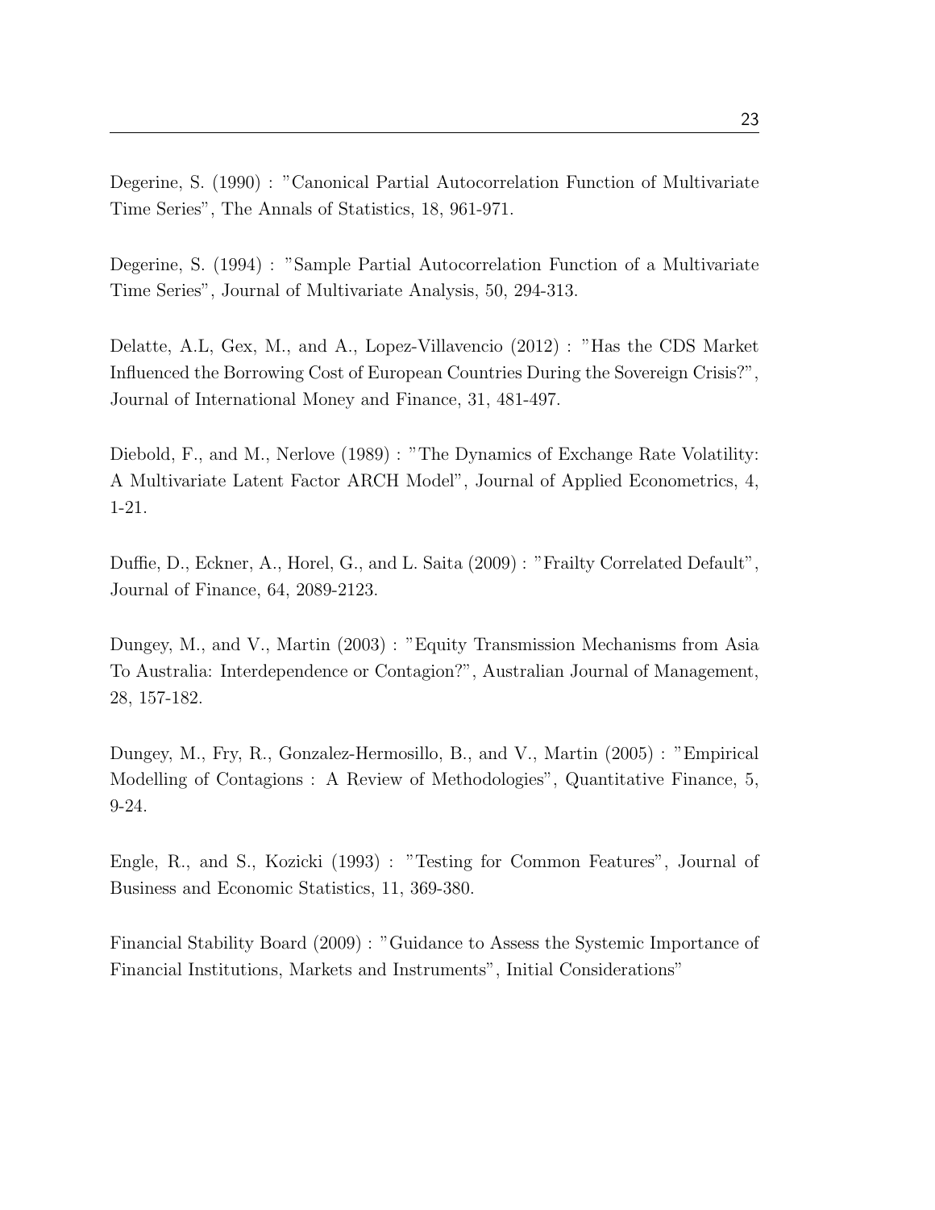Degerine, S. (1990) : "Canonical Partial Autocorrelation Function of Multivariate Time Series", The Annals of Statistics, 18, 961-971.

Degerine, S. (1994) : "Sample Partial Autocorrelation Function of a Multivariate Time Series", Journal of Multivariate Analysis, 50, 294-313.

Delatte, A.L, Gex, M., and A., Lopez-Villavencio (2012) : "Has the CDS Market Influenced the Borrowing Cost of European Countries During the Sovereign Crisis?", Journal of International Money and Finance, 31, 481-497.

Diebold, F., and M., Nerlove (1989) : "The Dynamics of Exchange Rate Volatility: A Multivariate Latent Factor ARCH Model", Journal of Applied Econometrics, 4, 1-21.

Duffie, D., Eckner, A., Horel, G., and L. Saita (2009) : "Frailty Correlated Default", Journal of Finance, 64, 2089-2123.

Dungey, M., and V., Martin (2003) : "Equity Transmission Mechanisms from Asia To Australia: Interdependence or Contagion?", Australian Journal of Management, 28, 157-182.

Dungey, M., Fry, R., Gonzalez-Hermosillo, B., and V., Martin (2005) : "Empirical Modelling of Contagions : A Review of Methodologies", Quantitative Finance, 5, 9-24.

Engle, R., and S., Kozicki (1993) : "Testing for Common Features", Journal of Business and Economic Statistics, 11, 369-380.

Financial Stability Board (2009) : "Guidance to Assess the Systemic Importance of Financial Institutions, Markets and Instruments", Initial Considerations"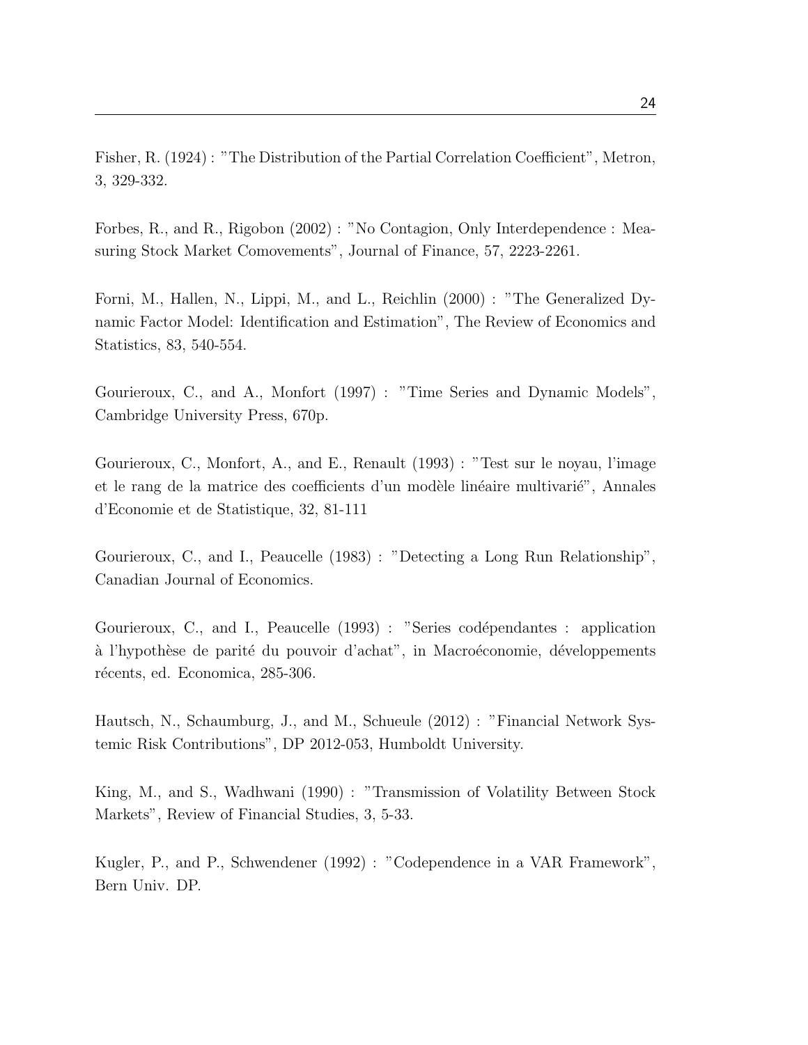Fisher, R. (1924) : "The Distribution of the Partial Correlation Coefficient", Metron, 3, 329-332.

Forbes, R., and R., Rigobon (2002) : "No Contagion, Only Interdependence : Measuring Stock Market Comovements", Journal of Finance, 57, 2223-2261.

Forni, M., Hallen, N., Lippi, M., and L., Reichlin (2000) : "The Generalized Dynamic Factor Model: Identification and Estimation", The Review of Economics and Statistics, 83, 540-554.

Gourieroux, C., and A., Monfort (1997) : "Time Series and Dynamic Models", Cambridge University Press, 670p.

Gourieroux, C., Monfort, A., and E., Renault (1993) : "Test sur le noyau, l'image et le rang de la matrice des coefficients d'un modèle linéaire multivarié", Annales d'Economie et de Statistique, 32, 81-111

Gourieroux, C., and I., Peaucelle (1983) : "Detecting a Long Run Relationship", Canadian Journal of Economics.

Gourieroux, C., and I., Peaucelle (1993) : "Series codépendantes : application à l'hypothèse de parité du pouvoir d'achat", in Macroéconomie, développements récents, ed. Economica, 285-306.

Hautsch, N., Schaumburg, J., and M., Schueule (2012) : "Financial Network Systemic Risk Contributions", DP 2012-053, Humboldt University.

King, M., and S., Wadhwani (1990) : "Transmission of Volatility Between Stock Markets", Review of Financial Studies, 3, 5-33.

Kugler, P., and P., Schwendener (1992) : "Codependence in a VAR Framework", Bern Univ. DP.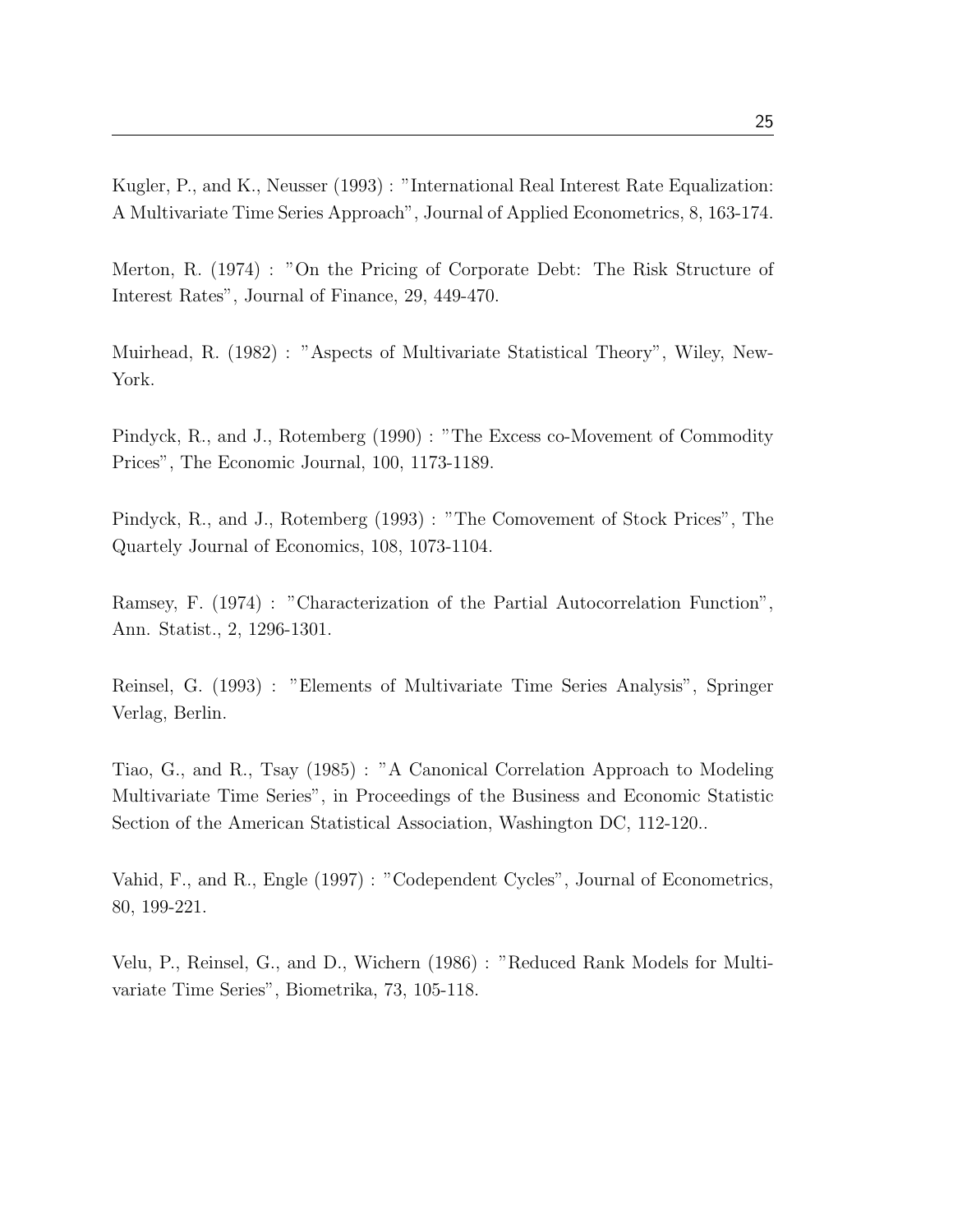Kugler, P., and K., Neusser (1993) : "International Real Interest Rate Equalization: A Multivariate Time Series Approach", Journal of Applied Econometrics, 8, 163-174.

Merton, R. (1974) : "On the Pricing of Corporate Debt: The Risk Structure of Interest Rates", Journal of Finance, 29, 449-470.

Muirhead, R. (1982) : "Aspects of Multivariate Statistical Theory", Wiley, New-York.

Pindyck, R., and J., Rotemberg (1990) : "The Excess co-Movement of Commodity Prices", The Economic Journal, 100, 1173-1189.

Pindyck, R., and J., Rotemberg (1993) : "The Comovement of Stock Prices", The Quartely Journal of Economics, 108, 1073-1104.

Ramsey, F. (1974) : "Characterization of the Partial Autocorrelation Function", Ann. Statist., 2, 1296-1301.

Reinsel, G. (1993) : "Elements of Multivariate Time Series Analysis", Springer Verlag, Berlin.

Tiao, G., and R., Tsay (1985) : "A Canonical Correlation Approach to Modeling Multivariate Time Series", in Proceedings of the Business and Economic Statistic Section of the American Statistical Association, Washington DC, 112-120..

Vahid, F., and R., Engle (1997) : "Codependent Cycles", Journal of Econometrics, 80, 199-221.

Velu, P., Reinsel, G., and D., Wichern (1986) : "Reduced Rank Models for Multivariate Time Series", Biometrika, 73, 105-118.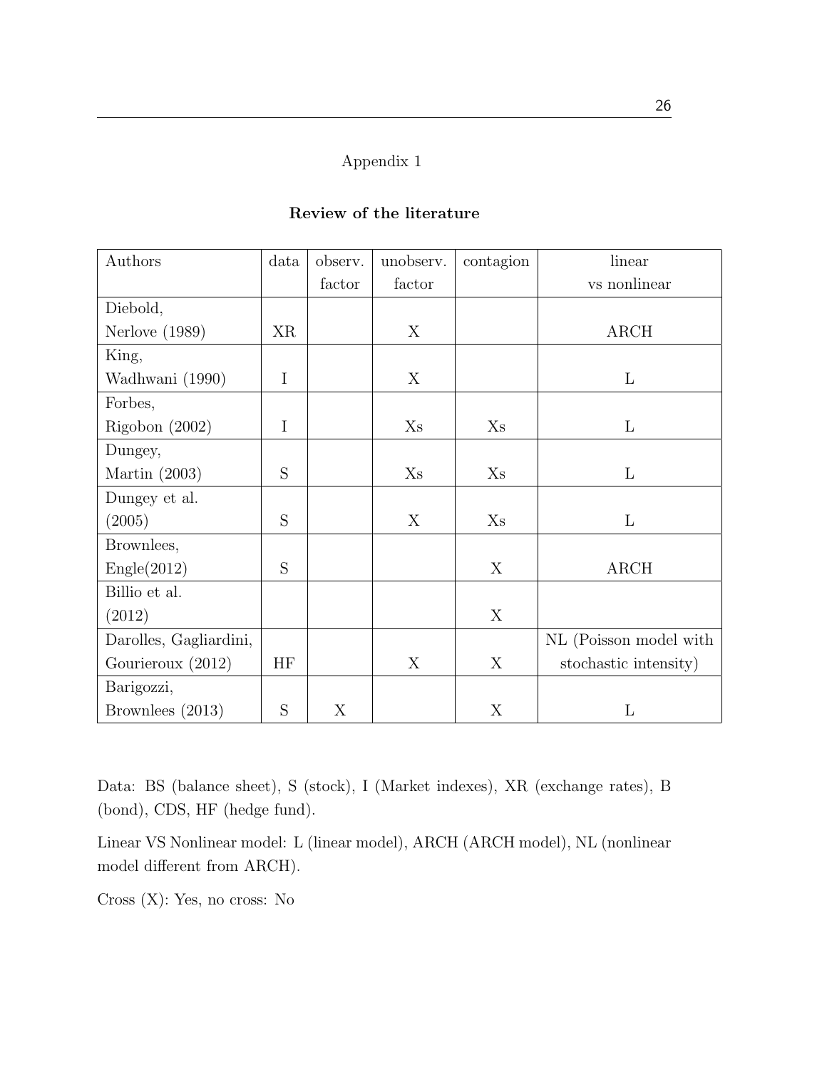Appendix 1

**Review of the literature**

| Authors | data | observ. factor | unobserv. factor | contagion | linear vs nonlinear |
|---|---|---|---|---|---|
| Diebold, Nerlove (1989) | XR | | X | | ARCH |
| King, Wadhwani (1990) | I | | X | | L |
| Forbes, Rigobon (2002) | I | | Xs | Xs | L |
| Dungey, Martin (2003) | S | | Xs | Xs | L |
| Dungey et al. (2005) | S | | X | Xs | L |
| Brownlees, Engle(2012) | S | | | X | ARCH |
| Billio et al. (2012) | | | | X | |
| Darolles, Gagliardini, Gourieroux (2012) | HF | | X | X | NL (Poisson model with stochastic intensity) |
| Barigozzi, Brownlees (2013) | S | X | | X | L |

Data: BS (balance sheet), S (stock), I (Market indexes), XR (exchange rates), B (bond), CDS, HF (hedge fund).

Linear VS Nonlinear model: L (linear model), ARCH (ARCH model), NL (nonlinear model different from ARCH).

Cross (X): Yes, no cross: No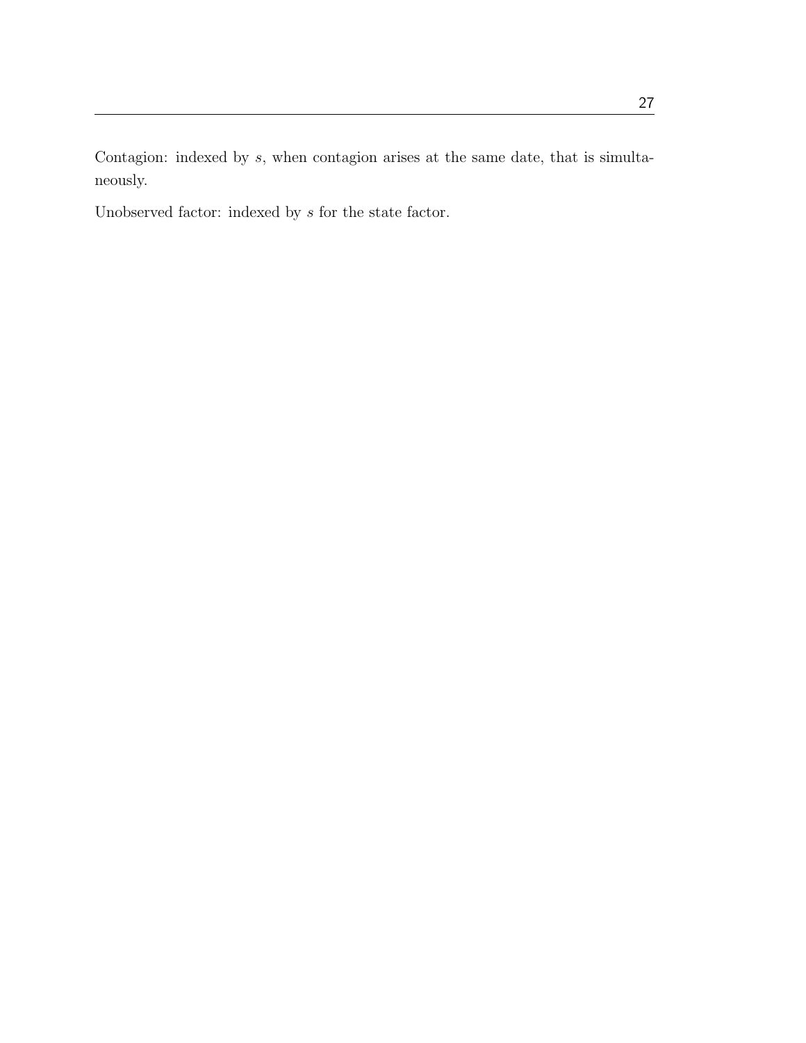Contagion: indexed by $s$, when contagion arises at the same date, that is simultaneously.

Unobserved factor: indexed by $s$ for the state factor.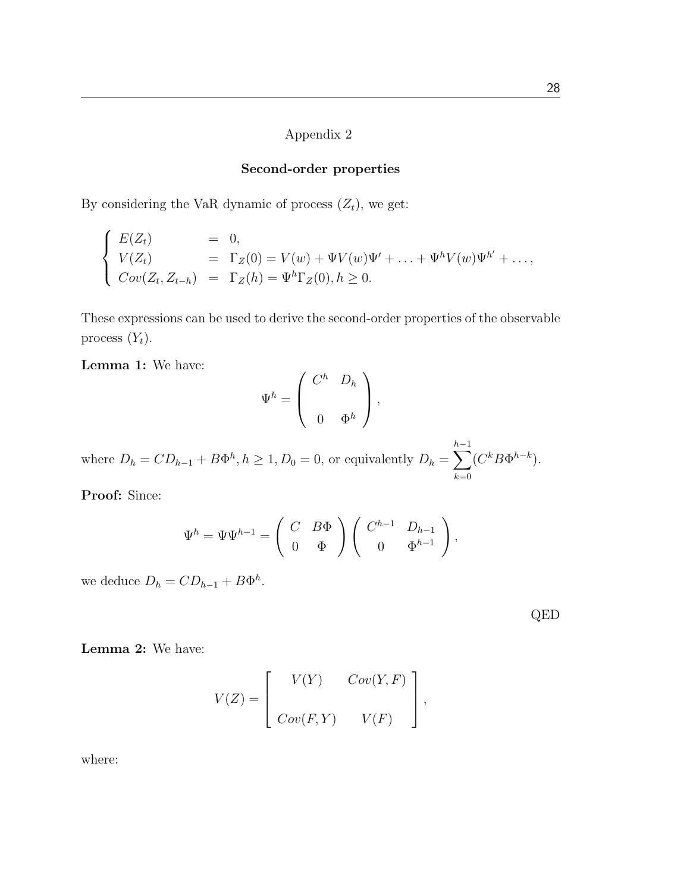Appendix 2

**Second-order properties**

By considering the VaR dynamic of process $(Z_t)$, we get:

$$\left\{ \begin{array}{lll} E(Z_t) & = & 0, \\ V(Z_t) & = & \Gamma_Z(0) = V(w) + \Psi V(w)\Psi' + \ldots + \Psi^h V(w) \Psi^{h'} + \ldots, \\ Cov(Z_t, Z_{t-h}) & = & \Gamma_Z(h) = \Psi^h \Gamma_Z(0), h \geq 0. \end{array} \right.$$

These expressions can be used to derive the second-order properties of the observable process $(Y_t)$.

**Lemma 1:** We have:

$$\Psi^h = \left( \begin{array}{cc} C^h & D_h \\ & \\ 0 & \Phi^h \end{array} \right),$$

where $D_h = CD_{h-1} + B\Phi^h, h \geq 1, D_0 = 0$, or equivalently $D_h = \sum_{k=0}^{h-1} (C^k B \Phi^{h-k})$.

**Proof:** Since:

$$\Psi^h = \Psi \Psi^{h-1} = \left( \begin{array}{cc} C & B\Phi \\ 0 & \Phi \end{array} \right) \left( \begin{array}{cc} C^{h-1} & D_{h-1} \\ 0 & \Phi^{h-1} \end{array} \right),$$

we deduce $D_h = CD_{h-1} + B\Phi^h$.

QED

**Lemma 2:** We have:

$$V(Z) = \left[ \begin{array}{cc} V(Y) & Cov(Y, F) \\ & \\ Cov(F, Y) & V(F) \end{array} \right],$$

where: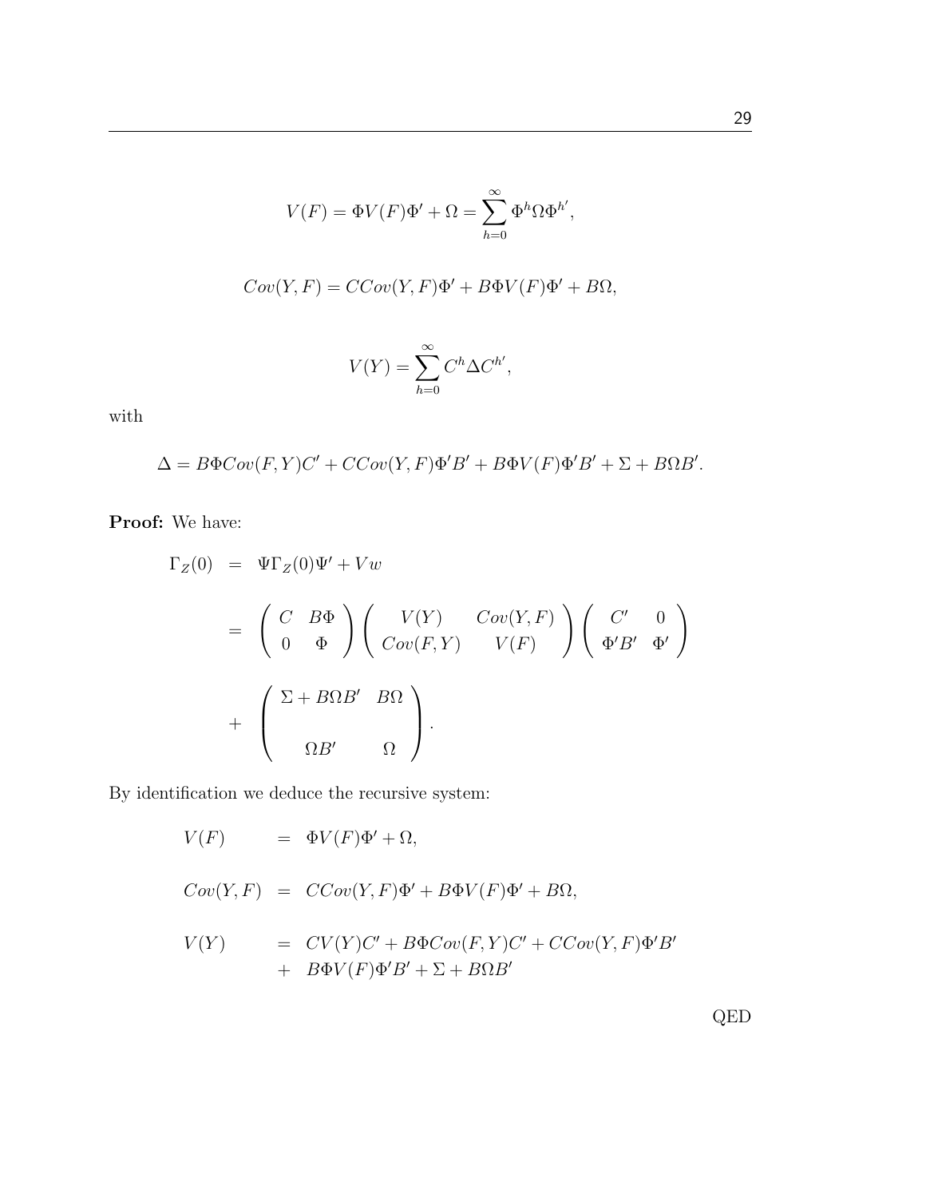$$V(F) = \Phi V(F)\Phi' + \Omega = \sum_{h=0}^{\infty} \Phi^h \Omega \Phi^{h'},$$

$$Cov(Y,F) = CCov(Y,F)\Phi' + B\Phi V(F)\Phi' + B\Omega,$$

$$V(Y) = \sum_{h=0}^{\infty} C^h \Delta C^{h'},$$

with

$$\Delta = B\Phi Cov(F,Y)C' + CCov(Y,F)\Phi' B' + B\Phi V(F)\Phi' B' + \Sigma + B\Omega B'.$$

**Proof:** We have:

$$\begin{aligned}
\Gamma_Z(0) &= \Psi \Gamma_Z(0) \Psi' + Vw \\
&= \begin{pmatrix} C & B\Phi \\ 0 & \Phi \end{pmatrix} \begin{pmatrix} V(Y) & Cov(Y,F) \\ Cov(F,Y) & V(F) \end{pmatrix} \begin{pmatrix} C' & 0 \\ \Phi' B' & \Phi' \end{pmatrix} \\
&+ \begin{pmatrix} \Sigma + B\Omega B' & B\Omega \\ \Omega B' & \Omega \end{pmatrix}.
\end{aligned}$$

By identification we deduce the recursive system:

$$\begin{aligned}
V(F) &= \Phi V(F)\Phi' + \Omega, \\
Cov(Y,F) &= CCov(Y,F)\Phi' + B\Phi V(F)\Phi' + B\Omega, \\
V(Y) &= CV(Y)C' + B\Phi Cov(F,Y)C' + CCov(Y,F)\Phi' B' \\
&+ B\Phi V(F)\Phi' B' + \Sigma + B\Omega B'
\end{aligned}$$

QED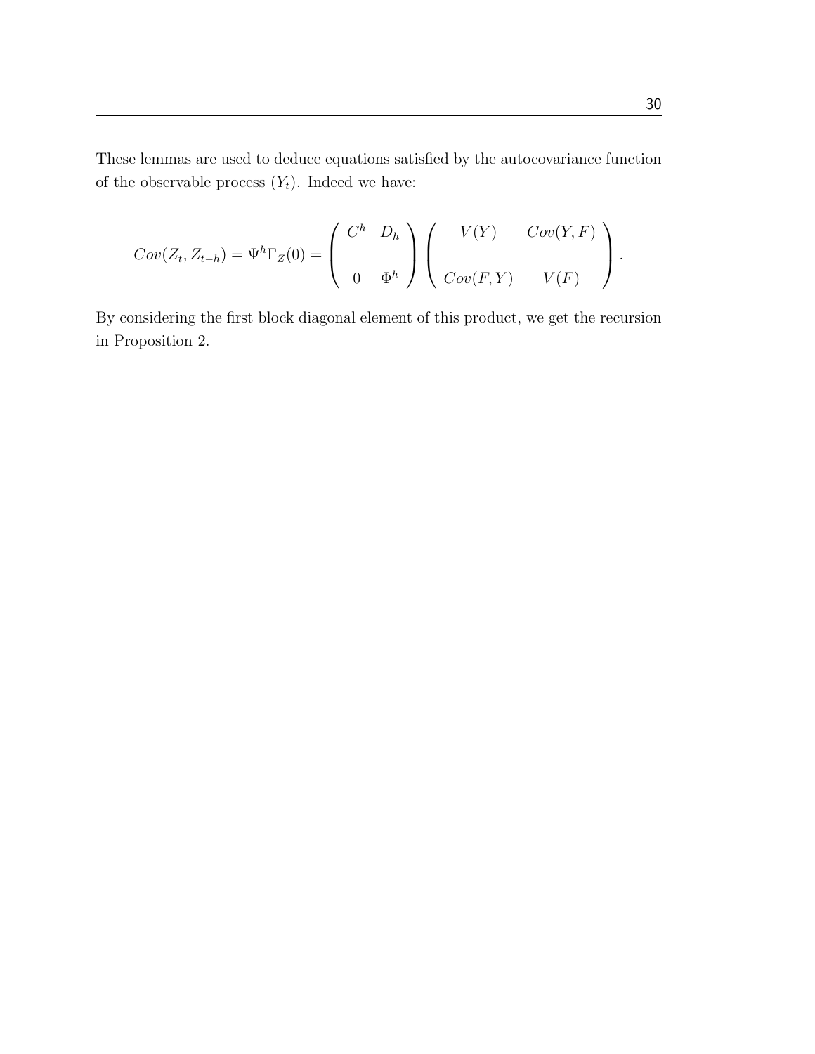These lemmas are used to deduce equations satisfied by the autocovariance function of the observable process $(Y_t)$. Indeed we have:

$$
Cov(Z_t, Z_{t-h}) = \Psi^h \Gamma_Z(0) = \begin{pmatrix} C^h & D_h \\ & \\ 0 & \Phi^h \end{pmatrix} \begin{pmatrix} V(Y) & Cov(Y,F) \\ & \\ Cov(F,Y) & V(F) \end{pmatrix}.
$$

By considering the first block diagonal element of this product, we get the recursion in Proposition 2.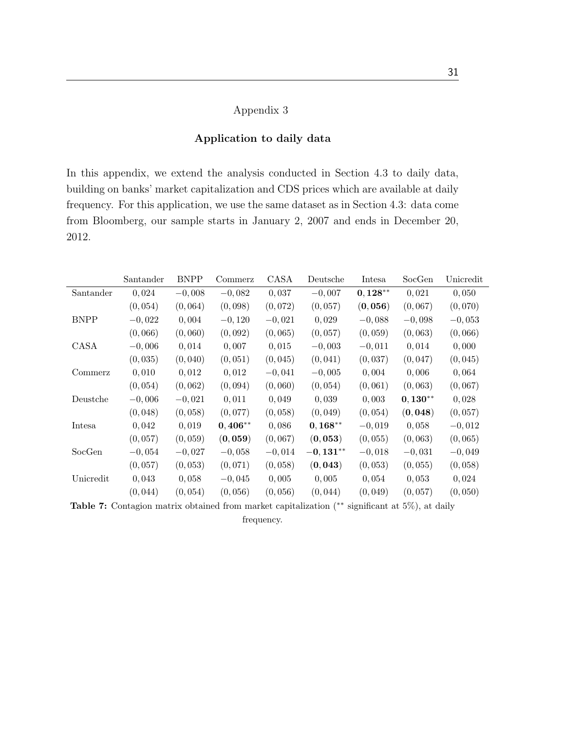## Appendix 3

### Application to daily data

In this appendix, we extend the analysis conducted in Section 4.3 to daily data, building on banks' market capitalization and CDS prices which are available at daily frequency. For this application, we use the same dataset as in Section 4.3: data come from Bloomberg, our sample starts in January 2, 2007 and ends in December 20, 2012.

| | Santander | BNPP | Commerz | CASA | Deutsche | Intesa | SocGen | Unicredit |
|---|---|---|---|---|---|---|---|---|
| Santander | $0,024$ | $-0,008$ | $-0,082$ | $0,037$ | $-0,007$ | $\mathbf{0,128}^{**}$ | $0,021$ | $0,050$ |
| | $(0,054)$ | $(0,064)$ | $(0,098)$ | $(0,072)$ | $(0,057)$ | $(\mathbf{0,056})$ | $(0,067)$ | $(0,070)$ |
| BNPP | $-0,022$ | $0,004$ | $-0,120$ | $-0,021$ | $0,029$ | $-0,088$ | $-0,098$ | $-0,053$ |
| | $(0,066)$ | $(0,060)$ | $(0,092)$ | $(0,065)$ | $(0,057)$ | $(0,059)$ | $(0,063)$ | $(0,066)$ |
| CASA | $-0,006$ | $0,014$ | $0,007$ | $0,015$ | $-0,003$ | $-0,011$ | $0,014$ | $0,000$ |
| | $(0,035)$ | $(0,040)$ | $(0,051)$ | $(0,045)$ | $(0,041)$ | $(0,037)$ | $(0,047)$ | $(0,045)$ |
| Commerz | $0,010$ | $0,012$ | $0,012$ | $-0,041$ | $-0,005$ | $0,004$ | $0,006$ | $0,064$ |
| | $(0,054)$ | $(0,062)$ | $(0,094)$ | $(0,060)$ | $(0,054)$ | $(0,061)$ | $(0,063)$ | $(0,067)$ |
| Deustche | $-0,006$ | $-0,021$ | $0,011$ | $0,049$ | $0,039$ | $0,003$ | $\mathbf{0,130}^{**}$ | $0,028$ |
| | $(0,048)$ | $(0,058)$ | $(0,077)$ | $(0,058)$ | $(0,049)$ | $(0,054)$ | $(\mathbf{0,048})$ | $(0,057)$ |
| Intesa | $0,042$ | $0,019$ | $\mathbf{0,406}^{**}$ | $0,086$ | $\mathbf{0,168}^{**}$ | $-0,019$ | $0,058$ | $-0,012$ |
| | $(0,057)$ | $(0,059)$ | $(\mathbf{0,059})$ | $(0,067)$ | $(\mathbf{0,053})$ | $(0,055)$ | $(0,063)$ | $(0,065)$ |
| SocGen | $-0,054$ | $-0,027$ | $-0,058$ | $-0,014$ | $\mathbf{-0,131}^{**}$ | $-0,018$ | $-0,031$ | $-0,049$ |
| | $(0,057)$ | $(0,053)$ | $(0,071)$ | $(0,058)$ | $(\mathbf{0,043})$ | $(0,053)$ | $(0,055)$ | $(0,058)$ |
| Unicredit | $0,043$ | $0,058$ | $-0,045$ | $0,005$ | $0,005$ | $0,054$ | $0,053$ | $0,024$ |
| | $(0,044)$ | $(0,054)$ | $(0,056)$ | $(0,056)$ | $(0,044)$ | $(0,049)$ | $(0,057)$ | $(0,050)$ |

**Table 7:** Contagion matrix obtained from market capitalization ($^{**}$ significant at 5%), at daily frequency.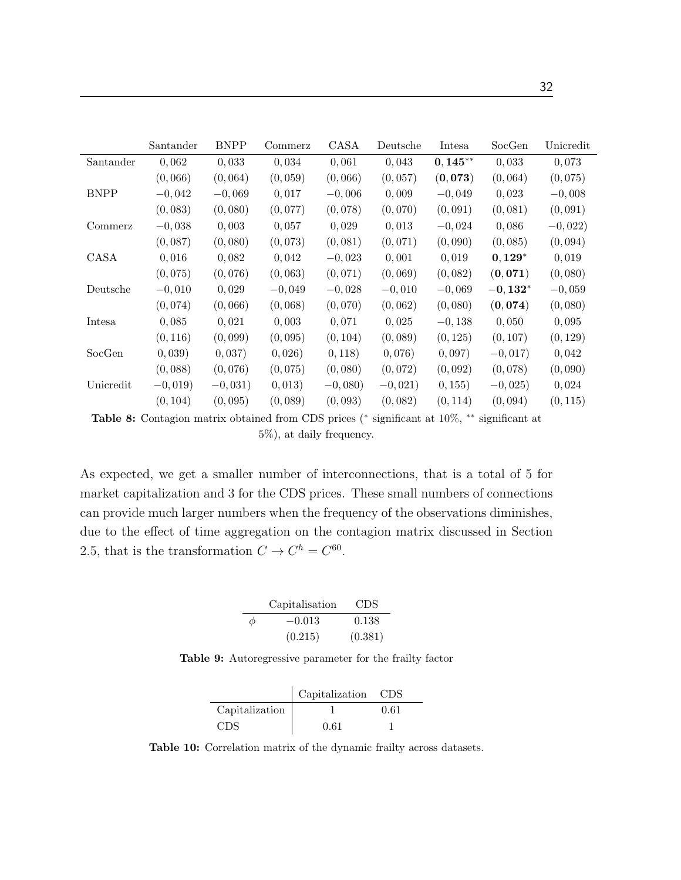|  | Santander | BNPP | Commerz | CASA | Deutsche | Intesa | SocGen | Unicredit |
|---|---|---|---|---|---|---|---|---|
| Santander | $0,062$ | $0,033$ | $0,034$ | $0,061$ | $0,043$ | $\mathbf{0,145}^{**}$ | $0,033$ | $0,073$ |
|  | $(0,066)$ | $(0,064)$ | $(0,059)$ | $(0,066)$ | $(0,057)$ | $(\mathbf{0,073})$ | $(0,064)$ | $(0,075)$ |
| BNPP | $-0,042$ | $-0,069$ | $0,017$ | $-0,006$ | $0,009$ | $-0,049$ | $0,023$ | $-0,008$ |
|  | $(0,083)$ | $(0,080)$ | $(0,077)$ | $(0,078)$ | $(0,070)$ | $(0,091)$ | $(0,081)$ | $(0,091)$ |
| Commerz | $-0,038$ | $0,003$ | $0,057$ | $0,029$ | $0,013$ | $-0,024$ | $0,086$ | $-0,022)$ |
|  | $(0,087)$ | $(0,080)$ | $(0,073)$ | $(0,081)$ | $(0,071)$ | $(0,090)$ | $(0,085)$ | $(0,094)$ |
| CASA | $0,016$ | $0,082$ | $0,042$ | $-0,023$ | $0,001$ | $0,019$ | $\mathbf{0,129}^{*}$ | $0,019$ |
|  | $(0,075)$ | $(0,076)$ | $(0,063)$ | $(0,071)$ | $(0,069)$ | $(0,082)$ | $(\mathbf{0,071})$ | $(0,080)$ |
| Deutsche | $-0,010$ | $0,029$ | $-0,049$ | $-0,028$ | $-0,010$ | $-0,069$ | $\mathbf{-0,132}^{*}$ | $-0,059$ |
|  | $(0,074)$ | $(0,066)$ | $(0,068)$ | $(0,070)$ | $(0,062)$ | $(0,080)$ | $(\mathbf{0,074})$ | $(0,080)$ |
| Intesa | $0,085$ | $0,021$ | $0,003$ | $0,071$ | $0,025$ | $-0,138$ | $0,050$ | $0,095$ |
|  | $(0,116)$ | $(0,099)$ | $(0,095)$ | $(0,104)$ | $(0,089)$ | $(0,125)$ | $(0,107)$ | $(0,129)$ |
| SocGen | $0,039)$ | $0,037)$ | $0,026)$ | $0,118)$ | $0,076)$ | $0,097)$ | $-0,017)$ | $0,042$ |
|  | $(0,088)$ | $(0,076)$ | $(0,075)$ | $(0,080)$ | $(0,072)$ | $(0,092)$ | $(0,078)$ | $(0,090)$ |
| Unicredit | $-0,019)$ | $-0,031)$ | $0,013)$ | $-0,080)$ | $-0,021)$ | $0,155)$ | $-0,025)$ | $0,024$ |
|  | $(0,104)$ | $(0,095)$ | $(0,089)$ | $(0,093)$ | $(0,082)$ | $(0,114)$ | $(0,094)$ | $(0,115)$ |

**Table 8:** Contagion matrix obtained from CDS prices ($^{*}$ significant at 10%, $^{**}$ significant at 5%), at daily frequency.

As expected, we get a smaller number of interconnections, that is a total of 5 for market capitalization and 3 for the CDS prices. These small numbers of connections can provide much larger numbers when the frequency of the observations diminishes, due to the effect of time aggregation on the contagion matrix discussed in Section 2.5, that is the transformation $C \to C^h = C^{60}$.

|  | Capitalisation | CDS |
|---|---|---|
| $\phi$ | $-0.013$ | $0.138$ |
|  | $(0.215)$ | $(0.381)$ |

**Table 9:** Autoregressive parameter for the frailty factor

|  | Capitalization | CDS |
|---|---|---|
| Capitalization | 1 | 0.61 |
| CDS | 0.61 | 1 |

**Table 10:** Correlation matrix of the dynamic frailty across datasets.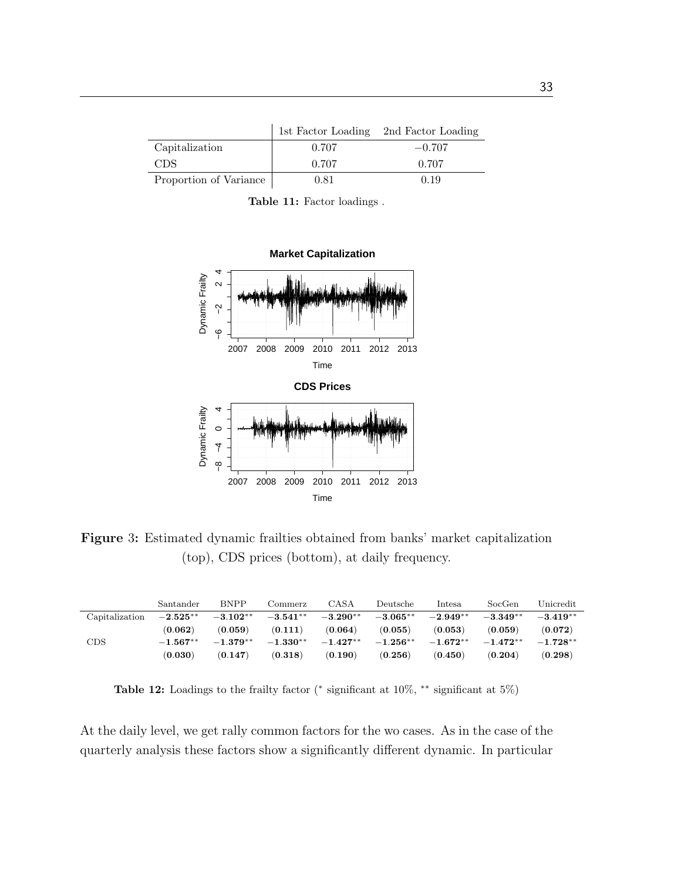|  | 1st Factor Loading | 2nd Factor Loading |
|---|---|---|
| Capitalization | 0.707 | −0.707 |
| CDS | 0.707 | 0.707 |
| Proportion of Variance | 0.81 | 0.19 |

**Table 11:** Factor loadings .

**Figure** 3**:** Estimated dynamic frailties obtained from banks' market capitalization (top), CDS prices (bottom), at daily frequency.

|  | Santander | BNPP | Commerz | CASA | Deutsche | Intesa | SocGen | Unicredit |
|---|---|---|---|---|---|---|---|---|
| Capitalization | $\mathbf{-2.525}^{**}$ | $\mathbf{-3.102}^{**}$ | $\mathbf{-3.541}^{**}$ | $\mathbf{-3.290}^{**}$ | $\mathbf{-3.065}^{**}$ | $\mathbf{-2.949}^{**}$ | $\mathbf{-3.349}^{**}$ | $\mathbf{-3.419}^{**}$ |
|  | **(0.062)** | **(0.059)** | **(0.111)** | **(0.064)** | **(0.055)** | **(0.053)** | **(0.059)** | **(0.072)** |
| CDS | $\mathbf{-1.567}^{**}$ | $\mathbf{-1.379}^{**}$ | $\mathbf{-1.330}^{**}$ | $\mathbf{-1.427}^{**}$ | $\mathbf{-1.256}^{**}$ | $\mathbf{-1.672}^{**}$ | $\mathbf{-1.472}^{**}$ | $\mathbf{-1.728}^{**}$ |
|  | **(0.030)** | **(0.147)** | **(0.318)** | **(0.190)** | **(0.256)** | **(0.450)** | **(0.204)** | **(0.298)** |

**Table 12:** Loadings to the frailty factor ($^{*}$ significant at 10%, $^{**}$ significant at 5%)

At the daily level, we get rally common factors for the wo cases. As in the case of the quarterly analysis these factors show a significantly different dynamic. In particular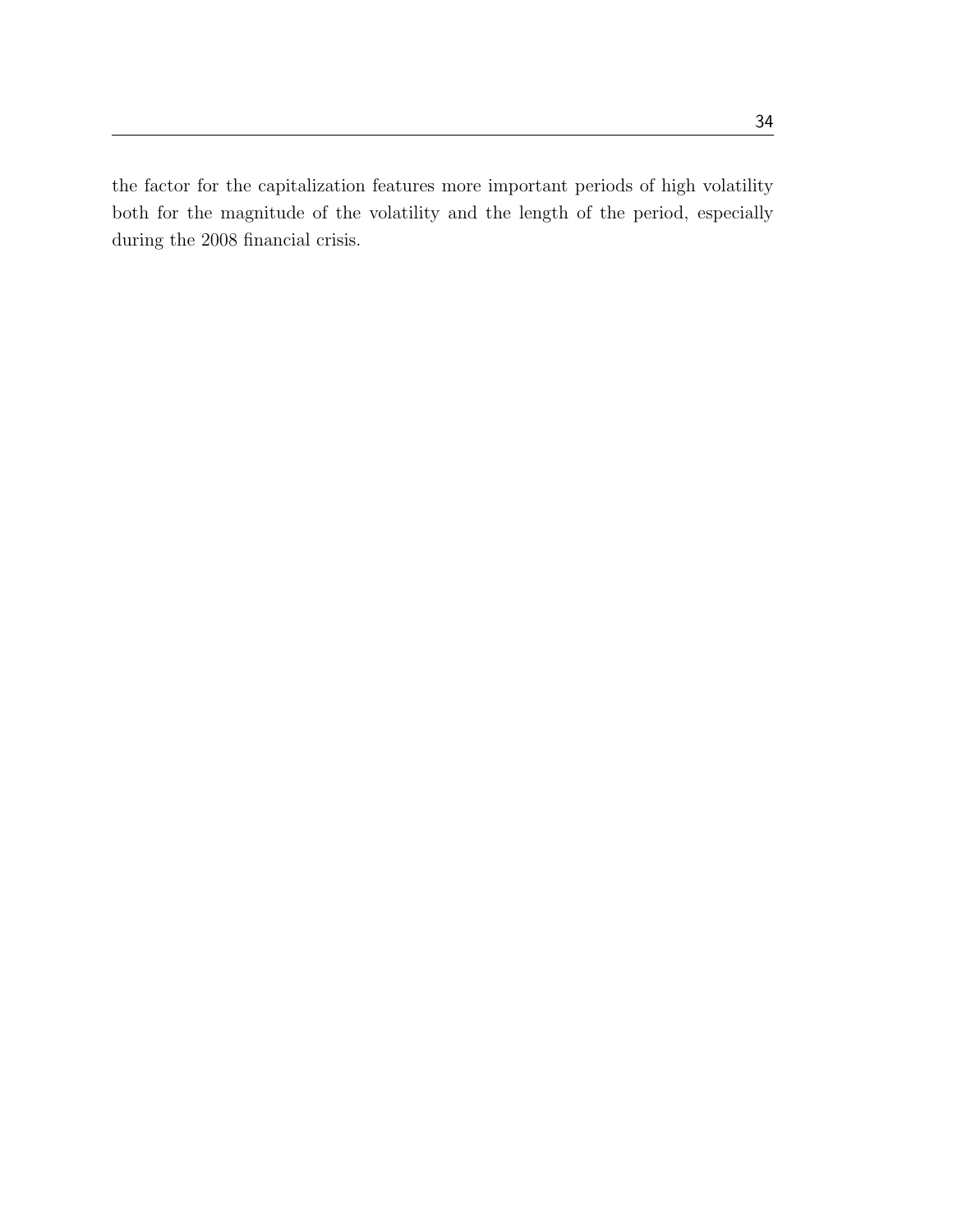the factor for the capitalization features more important periods of high volatility both for the magnitude of the volatility and the length of the period, especially during the 2008 financial crisis.